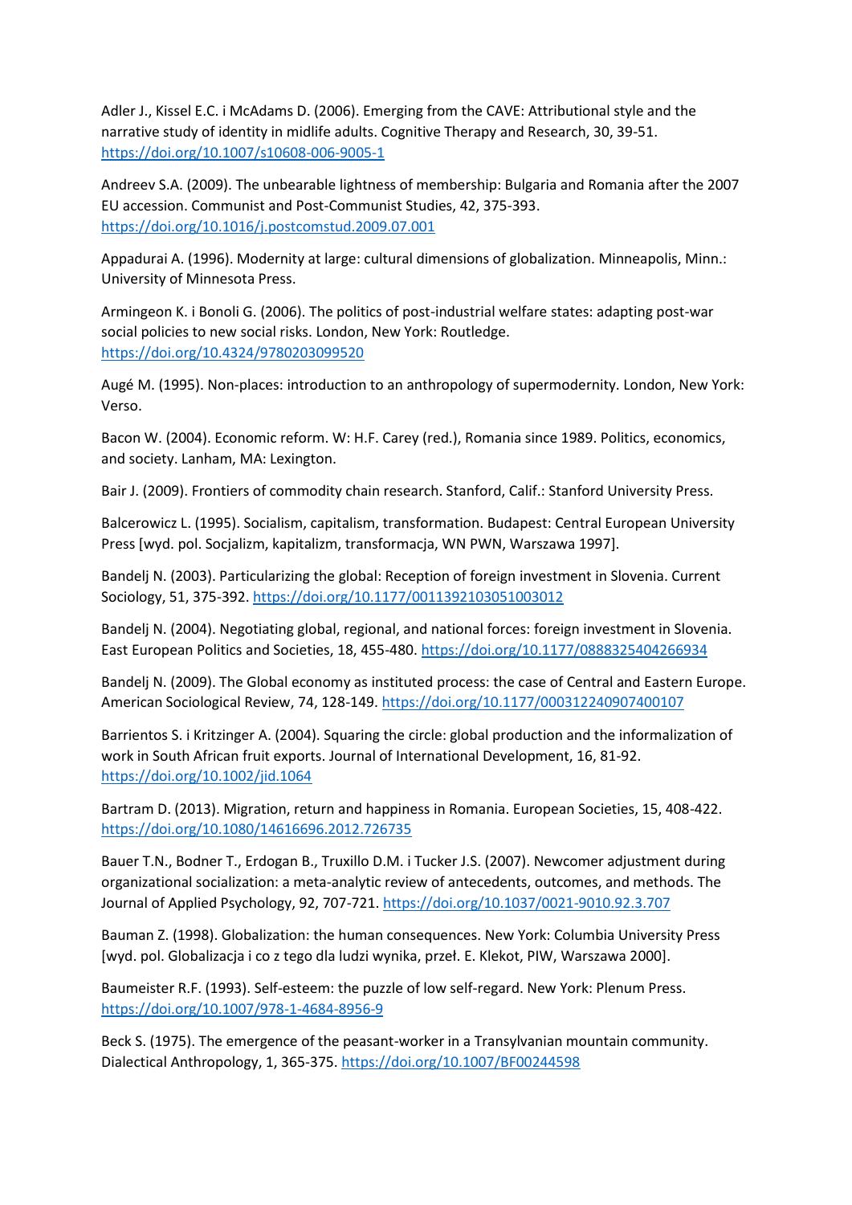Adler J., Kissel E.C. i McAdams D. (2006). Emerging from the CAVE: Attributional style and the narrative study of identity in midlife adults. Cognitive Therapy and Research, 30, 39-51. https://doi.org/10.1007/s10608-006-9005-1

Andreev S.A. (2009). The unbearable lightness of membership: Bulgaria and Romania after the 2007 EU accession. Communist and Post-Communist Studies, 42, 375-393. https://doi.org/10.1016/j.postcomstud.2009.07.001

Appadurai A. (1996). Modernity at large: cultural dimensions of globalization. Minneapolis, Minn.: University of Minnesota Press.

Armingeon K. i Bonoli G. (2006). The politics of post-industrial welfare states: adapting post-war social policies to new social risks. London, New York: Routledge. https://doi.org/10.4324/9780203099520

Augé M. (1995). Non-places: introduction to an anthropology of supermodernity. London, New York: Verso.

Bacon W. (2004). Economic reform. W: H.F. Carey (red.), Romania since 1989. Politics, economics, and society. Lanham, MA: Lexington.

Bair J. (2009). Frontiers of commodity chain research. Stanford, Calif.: Stanford University Press.

Balcerowicz L. (1995). Socialism, capitalism, transformation. Budapest: Central European University Press [wyd. pol. Socjalizm, kapitalizm, transformacja, WN PWN, Warszawa 1997].

Bandelj N. (2003). Particularizing the global: Reception of foreign investment in Slovenia. Current Sociology, 51, 375-392. https://doi.org/10.1177/0011392103051003012

Bandelj N. (2004). Negotiating global, regional, and national forces: foreign investment in Slovenia. East European Politics and Societies, 18, 455-480. https://doi.org/10.1177/0888325404266934

Bandelj N. (2009). The Global economy as instituted process: the case of Central and Eastern Europe. American Sociological Review, 74, 128-149. https://doi.org/10.1177/000312240907400107

Barrientos S. i Kritzinger A. (2004). Squaring the circle: global production and the informalization of work in South African fruit exports. Journal of International Development, 16, 81-92. https://doi.org/10.1002/jid.1064

Bartram D. (2013). Migration, return and happiness in Romania. European Societies, 15, 408-422. https://doi.org/10.1080/14616696.2012.726735

Bauer T.N., Bodner T., Erdogan B., Truxillo D.M. i Tucker J.S. (2007). Newcomer adjustment during organizational socialization: a meta-analytic review of antecedents, outcomes, and methods. The Journal of Applied Psychology, 92, 707-721. https://doi.org/10.1037/0021-9010.92.3.707

Bauman Z. (1998). Globalization: the human consequences. New York: Columbia University Press [wyd. pol. Globalizacja i co z tego dla ludzi wynika, przeł. E. Klekot, PIW, Warszawa 2000].

Baumeister R.F. (1993). Self-esteem: the puzzle of low self-regard. New York: Plenum Press. https://doi.org/10.1007/978-1-4684-8956-9

Beck S. (1975). The emergence of the peasant-worker in a Transylvanian mountain community. Dialectical Anthropology, 1, 365-375. https://doi.org/10.1007/BF00244598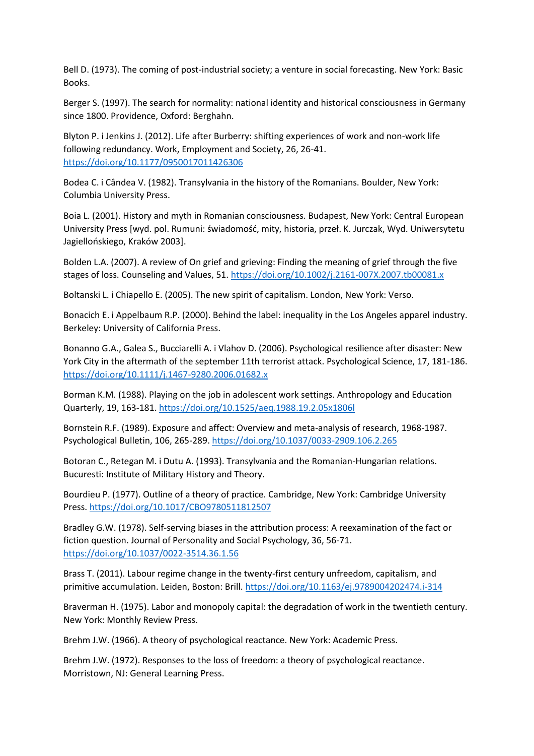Bell D. (1973). The coming of post-industrial society; a venture in social forecasting. New York: Basic Books.

Berger S. (1997). The search for normality: national identity and historical consciousness in Germany since 1800. Providence, Oxford: Berghahn.

Blyton P. i Jenkins J. (2012). Life after Burberry: shifting experiences of work and non-work life following redundancy. Work, Employment and Society, 26, 26-41. https://doi.org/10.1177/0950017011426306

Bodea C. i Cândea V. (1982). Transylvania in the history of the Romanians. Boulder, New York: Columbia University Press.

Boia L. (2001). History and myth in Romanian consciousness. Budapest, New York: Central European University Press [wyd. pol. Rumuni: świadomość, mity, historia, przeł. K. Jurczak, Wyd. Uniwersytetu Jagiellońskiego, Kraków 2003].

Bolden L.A. (2007). A review of On grief and grieving: Finding the meaning of grief through the five stages of loss. Counseling and Values, 51. https://doi.org/10.1002/j.2161-007X.2007.tb00081.x

Boltanski L. i Chiapello E. (2005). The new spirit of capitalism. London, New York: Verso.

Bonacich E. i Appelbaum R.P. (2000). Behind the label: inequality in the Los Angeles apparel industry. Berkeley: University of California Press.

Bonanno G.A., Galea S., Bucciarelli A. i Vlahov D. (2006). Psychological resilience after disaster: New York City in the aftermath of the september 11th terrorist attack. Psychological Science, 17, 181-186. https://doi.org/10.1111/j.1467-9280.2006.01682.x

Borman K.M. (1988). Playing on the job in adolescent work settings. Anthropology and Education Quarterly, 19, 163-181. https://doi.org/10.1525/aeq.1988.19.2.05x1806l

Bornstein R.F. (1989). Exposure and affect: Overview and meta-analysis of research, 1968-1987. Psychological Bulletin, 106, 265-289. https://doi.org/10.1037/0033-2909.106.2.265

Botoran C., Retegan M. i Dutu A. (1993). Transylvania and the Romanian-Hungarian relations. Bucuresti: Institute of Military History and Theory.

Bourdieu P. (1977). Outline of a theory of practice. Cambridge, New York: Cambridge University Press. https://doi.org/10.1017/CBO9780511812507

Bradley G.W. (1978). Self-serving biases in the attribution process: A reexamination of the fact or fiction question. Journal of Personality and Social Psychology, 36, 56-71. https://doi.org/10.1037/0022-3514.36.1.56

Brass T. (2011). Labour regime change in the twenty-first century unfreedom, capitalism, and primitive accumulation. Leiden, Boston: Brill. https://doi.org/10.1163/ej.9789004202474.i-314

Braverman H. (1975). Labor and monopoly capital: the degradation of work in the twentieth century. New York: Monthly Review Press.

Brehm J.W. (1966). A theory of psychological reactance. New York: Academic Press.

Brehm J.W. (1972). Responses to the loss of freedom: a theory of psychological reactance. Morristown, NJ: General Learning Press.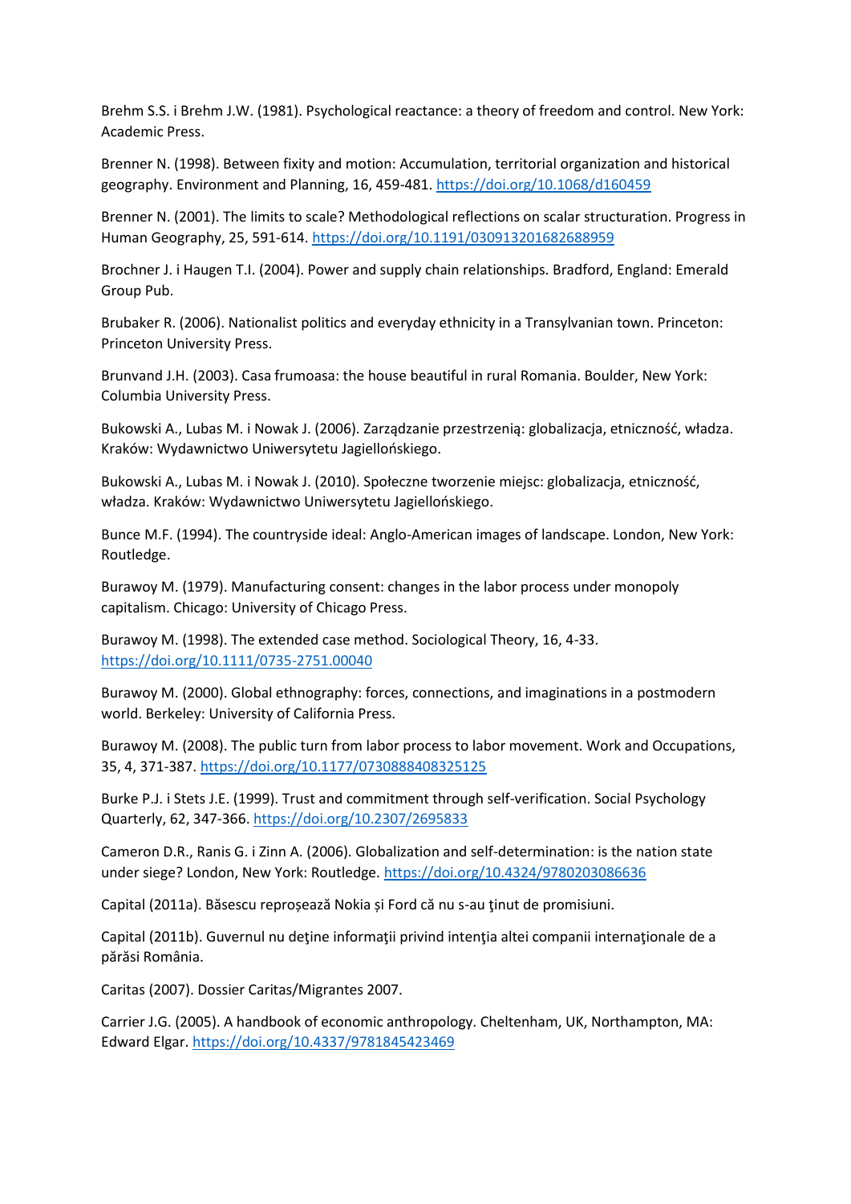Brehm S.S. i Brehm J.W. (1981). Psychological reactance: a theory of freedom and control. New York: Academic Press.

Brenner N. (1998). Between fixity and motion: Accumulation, territorial organization and historical geography. Environment and Planning, 16, 459-481. https://doi.org/10.1068/d160459

Brenner N. (2001). The limits to scale? Methodological reflections on scalar structuration. Progress in Human Geography, 25, 591-614. https://doi.org/10.1191/030913201682688959

Brochner J. i Haugen T.I. (2004). Power and supply chain relationships. Bradford, England: Emerald Group Pub.

Brubaker R. (2006). Nationalist politics and everyday ethnicity in a Transylvanian town. Princeton: Princeton University Press.

Brunvand J.H. (2003). Casa frumoasa: the house beautiful in rural Romania. Boulder, New York: Columbia University Press.

Bukowski A., Lubas M. i Nowak J. (2006). Zarządzanie przestrzenią: globalizacja, etniczność, władza. Kraków: Wydawnictwo Uniwersytetu Jagiellońskiego.

Bukowski A., Lubas M. i Nowak J. (2010). Społeczne tworzenie miejsc: globalizacja, etniczność, władza. Kraków: Wydawnictwo Uniwersytetu Jagiellońskiego.

Bunce M.F. (1994). The countryside ideal: Anglo-American images of landscape. London, New York: Routledge.

Burawoy M. (1979). Manufacturing consent: changes in the labor process under monopoly capitalism. Chicago: University of Chicago Press.

Burawoy M. (1998). The extended case method. Sociological Theory, 16, 4-33. https://doi.org/10.1111/0735-2751.00040

Burawoy M. (2000). Global ethnography: forces, connections, and imaginations in a postmodern world. Berkeley: University of California Press.

Burawoy M. (2008). The public turn from labor process to labor movement. Work and Occupations, 35, 4, 371-387. https://doi.org/10.1177/0730888408325125

Burke P.J. i Stets J.E. (1999). Trust and commitment through self-verification. Social Psychology Quarterly, 62, 347-366. https://doi.org/10.2307/2695833

Cameron D.R., Ranis G. i Zinn A. (2006). Globalization and self-determination: is the nation state under siege? London, New York: Routledge. https://doi.org/10.4324/9780203086636

Capital (2011a). Băsescu reproșează Nokia și Ford că nu s-au ţinut de promisiuni.

Capital (2011b). Guvernul nu deţine informaţii privind intenţia altei companii internaţionale de a părăsi România.

Caritas (2007). Dossier Caritas/Migrantes 2007.

Carrier J.G. (2005). A handbook of economic anthropology. Cheltenham, UK, Northampton, MA: Edward Elgar. https://doi.org/10.4337/9781845423469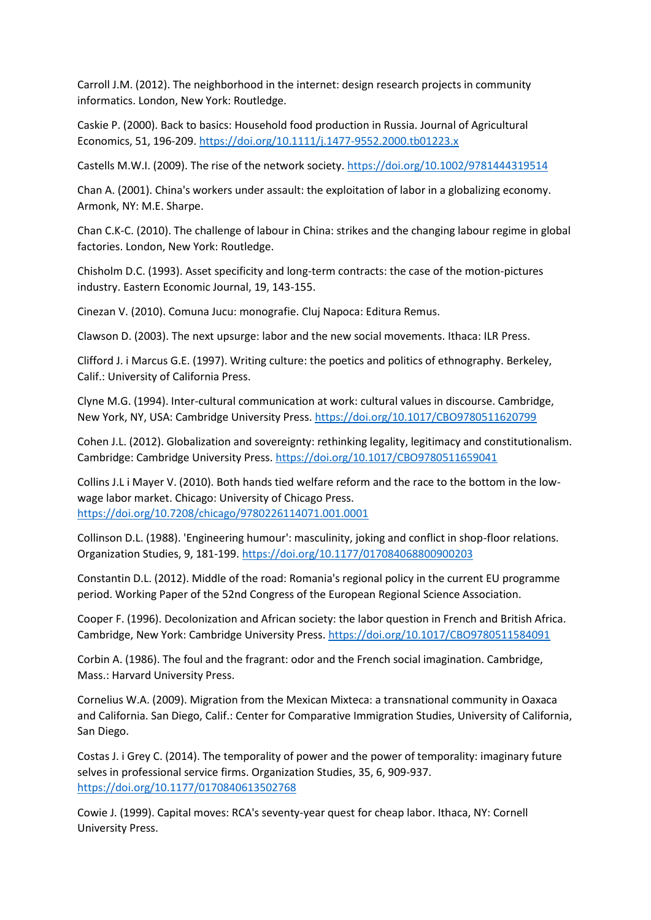Carroll J.M. (2012). The neighborhood in the internet: design research projects in community informatics. London, New York: Routledge.

Caskie P. (2000). Back to basics: Household food production in Russia. Journal of Agricultural Economics, 51, 196-209. https://doi.org/10.1111/j.1477-9552.2000.tb01223.x

Castells M.W.I. (2009). The rise of the network society. https://doi.org/10.1002/9781444319514

Chan A. (2001). China's workers under assault: the exploitation of labor in a globalizing economy. Armonk, NY: M.E. Sharpe.

Chan C.K-C. (2010). The challenge of labour in China: strikes and the changing labour regime in global factories. London, New York: Routledge.

Chisholm D.C. (1993). Asset specificity and long-term contracts: the case of the motion-pictures industry. Eastern Economic Journal, 19, 143-155.

Cinezan V. (2010). Comuna Jucu: monografie. Cluj Napoca: Editura Remus.

Clawson D. (2003). The next upsurge: labor and the new social movements. Ithaca: ILR Press.

Clifford J. i Marcus G.E. (1997). Writing culture: the poetics and politics of ethnography. Berkeley, Calif.: University of California Press.

Clyne M.G. (1994). Inter-cultural communication at work: cultural values in discourse. Cambridge, New York, NY, USA: Cambridge University Press. https://doi.org/10.1017/CBO9780511620799

Cohen J.L. (2012). Globalization and sovereignty: rethinking legality, legitimacy and constitutionalism. Cambridge: Cambridge University Press. https://doi.org/10.1017/CBO9780511659041

Collins J.L i Mayer V. (2010). Both hands tied welfare reform and the race to the bottom in the low-wage labor market. Chicago: University of Chicago Press. https://doi.org/10.7208/chicago/9780226114071.001.0001

Collinson D.L. (1988). 'Engineering humour': masculinity, joking and conflict in shop-floor relations. Organization Studies, 9, 181-199. https://doi.org/10.1177/017084068800900203

Constantin D.L. (2012). Middle of the road: Romania's regional policy in the current EU programme period. Working Paper of the 52nd Congress of the European Regional Science Association.

Cooper F. (1996). Decolonization and African society: the labor question in French and British Africa. Cambridge, New York: Cambridge University Press. https://doi.org/10.1017/CBO9780511584091

Corbin A. (1986). The foul and the fragrant: odor and the French social imagination. Cambridge, Mass.: Harvard University Press.

Cornelius W.A. (2009). Migration from the Mexican Mixteca: a transnational community in Oaxaca and California. San Diego, Calif.: Center for Comparative Immigration Studies, University of California, San Diego.

Costas J. i Grey C. (2014). The temporality of power and the power of temporality: imaginary future selves in professional service firms. Organization Studies, 35, 6, 909-937. https://doi.org/10.1177/0170840613502768

Cowie J. (1999). Capital moves: RCA's seventy-year quest for cheap labor. Ithaca, NY: Cornell University Press.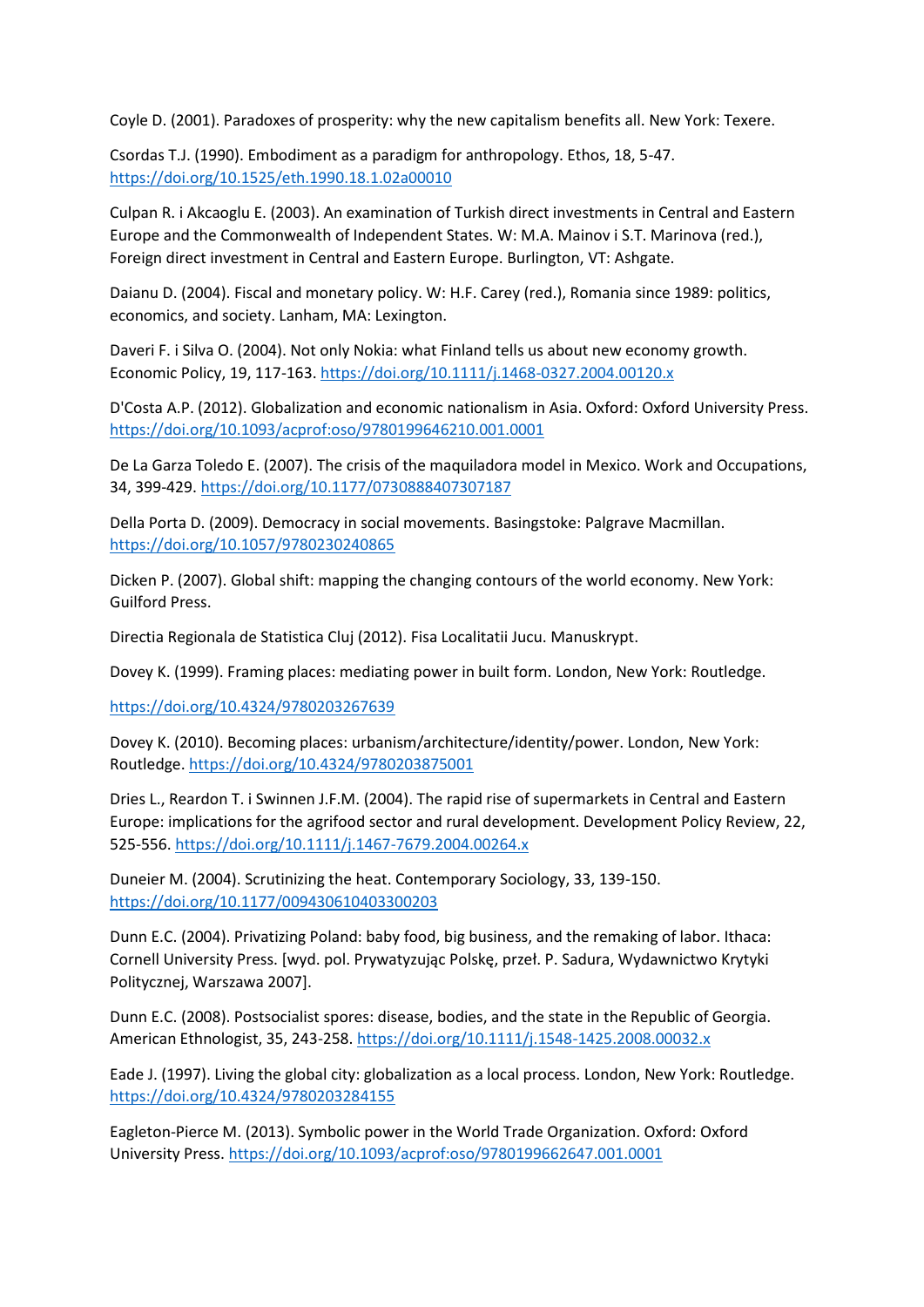Coyle D. (2001). Paradoxes of prosperity: why the new capitalism benefits all. New York: Texere.

Csordas T.J. (1990). Embodiment as a paradigm for anthropology. Ethos, 18, 5-47. https://doi.org/10.1525/eth.1990.18.1.02a00010

Culpan R. i Akcaoglu E. (2003). An examination of Turkish direct investments in Central and Eastern Europe and the Commonwealth of Independent States. W: M.A. Mainov i S.T. Marinova (red.), Foreign direct investment in Central and Eastern Europe. Burlington, VT: Ashgate.

Daianu D. (2004). Fiscal and monetary policy. W: H.F. Carey (red.), Romania since 1989: politics, economics, and society. Lanham, MA: Lexington.

Daveri F. i Silva O. (2004). Not only Nokia: what Finland tells us about new economy growth. Economic Policy, 19, 117-163. https://doi.org/10.1111/j.1468-0327.2004.00120.x

D'Costa A.P. (2012). Globalization and economic nationalism in Asia. Oxford: Oxford University Press. https://doi.org/10.1093/acprof:oso/9780199646210.001.0001

De La Garza Toledo E. (2007). The crisis of the maquiladora model in Mexico. Work and Occupations, 34, 399-429. https://doi.org/10.1177/0730888407307187

Della Porta D. (2009). Democracy in social movements. Basingstoke: Palgrave Macmillan. https://doi.org/10.1057/9780230240865

Dicken P. (2007). Global shift: mapping the changing contours of the world economy. New York: Guilford Press.

Directia Regionala de Statistica Cluj (2012). Fisa Localitatii Jucu. Manuskrypt.

Dovey K. (1999). Framing places: mediating power in built form. London, New York: Routledge.

https://doi.org/10.4324/9780203267639

Dovey K. (2010). Becoming places: urbanism/architecture/identity/power. London, New York: Routledge. https://doi.org/10.4324/9780203875001

Dries L., Reardon T. i Swinnen J.F.M. (2004). The rapid rise of supermarkets in Central and Eastern Europe: implications for the agrifood sector and rural development. Development Policy Review, 22, 525-556. https://doi.org/10.1111/j.1467-7679.2004.00264.x

Duneier M. (2004). Scrutinizing the heat. Contemporary Sociology, 33, 139-150. https://doi.org/10.1177/009430610403300203

Dunn E.C. (2004). Privatizing Poland: baby food, big business, and the remaking of labor. Ithaca: Cornell University Press. [wyd. pol. Prywatyzując Polskę, przeł. P. Sadura, Wydawnictwo Krytyki Politycznej, Warszawa 2007].

Dunn E.C. (2008). Postsocialist spores: disease, bodies, and the state in the Republic of Georgia. American Ethnologist, 35, 243-258. https://doi.org/10.1111/j.1548-1425.2008.00032.x

Eade J. (1997). Living the global city: globalization as a local process. London, New York: Routledge. https://doi.org/10.4324/9780203284155

Eagleton-Pierce M. (2013). Symbolic power in the World Trade Organization. Oxford: Oxford University Press. https://doi.org/10.1093/acprof:oso/9780199662647.001.0001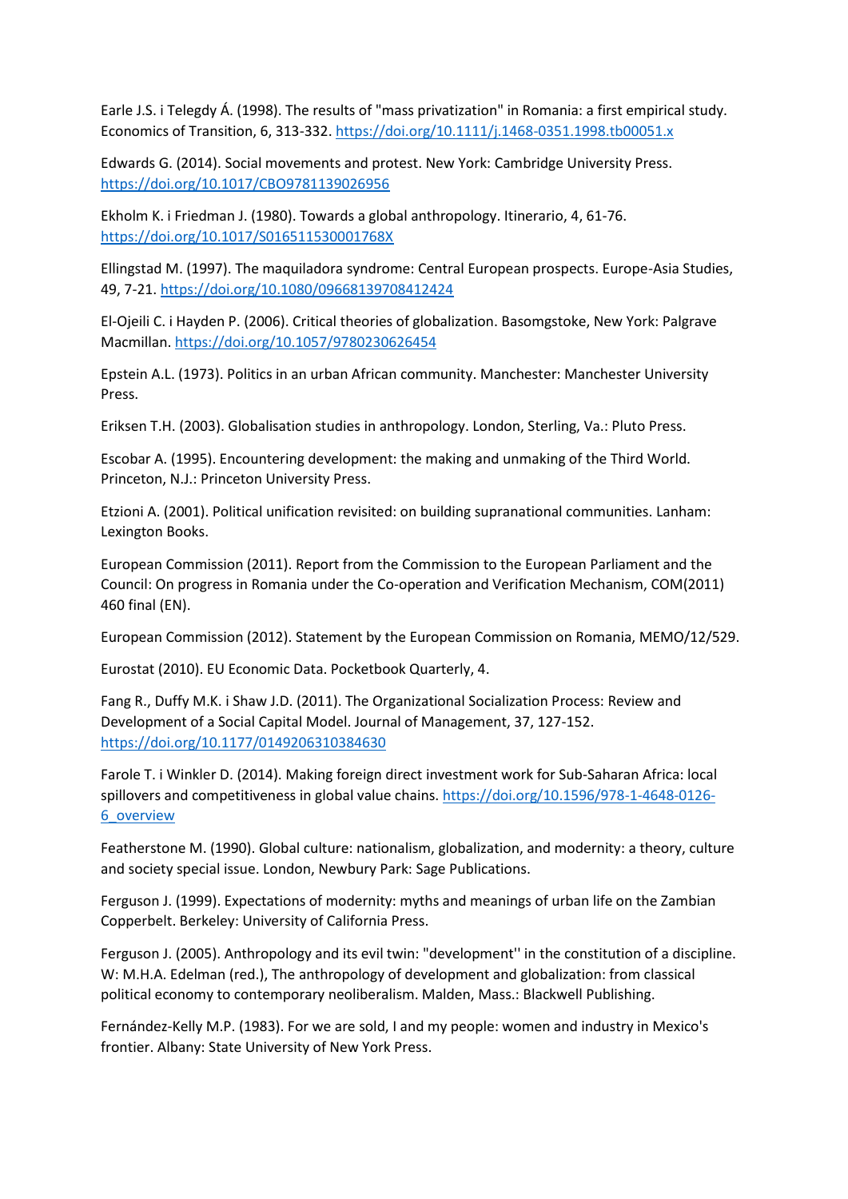Earle J.S. i Telegdy Á. (1998). The results of "mass privatization" in Romania: a first empirical study. Economics of Transition, 6, 313-332. https://doi.org/10.1111/j.1468-0351.1998.tb00051.x

Edwards G. (2014). Social movements and protest. New York: Cambridge University Press. https://doi.org/10.1017/CBO9781139026956

Ekholm K. i Friedman J. (1980). Towards a global anthropology. Itinerario, 4, 61-76. https://doi.org/10.1017/S016511530001768X

Ellingstad M. (1997). The maquiladora syndrome: Central European prospects. Europe-Asia Studies, 49, 7-21. https://doi.org/10.1080/09668139708412424

El-Ojeili C. i Hayden P. (2006). Critical theories of globalization. Basomgstoke, New York: Palgrave Macmillan. https://doi.org/10.1057/9780230626454

Epstein A.L. (1973). Politics in an urban African community. Manchester: Manchester University Press.

Eriksen T.H. (2003). Globalisation studies in anthropology. London, Sterling, Va.: Pluto Press.

Escobar A. (1995). Encountering development: the making and unmaking of the Third World. Princeton, N.J.: Princeton University Press.

Etzioni A. (2001). Political unification revisited: on building supranational communities. Lanham: Lexington Books.

European Commission (2011). Report from the Commission to the European Parliament and the Council: On progress in Romania under the Co-operation and Verification Mechanism, COM(2011) 460 final (EN).

European Commission (2012). Statement by the European Commission on Romania, MEMO/12/529.

Eurostat (2010). EU Economic Data. Pocketbook Quarterly, 4.

Fang R., Duffy M.K. i Shaw J.D. (2011). The Organizational Socialization Process: Review and Development of a Social Capital Model. Journal of Management, 37, 127-152. https://doi.org/10.1177/0149206310384630

Farole T. i Winkler D. (2014). Making foreign direct investment work for Sub-Saharan Africa: local spillovers and competitiveness in global value chains. https://doi.org/10.1596/978-1-4648-0126-6_overview

Featherstone M. (1990). Global culture: nationalism, globalization, and modernity: a theory, culture and society special issue. London, Newbury Park: Sage Publications.

Ferguson J. (1999). Expectations of modernity: myths and meanings of urban life on the Zambian Copperbelt. Berkeley: University of California Press.

Ferguson J. (2005). Anthropology and its evil twin: "development'' in the constitution of a discipline. W: M.H.A. Edelman (red.), The anthropology of development and globalization: from classical political economy to contemporary neoliberalism. Malden, Mass.: Blackwell Publishing.

Fernández-Kelly M.P. (1983). For we are sold, I and my people: women and industry in Mexico's frontier. Albany: State University of New York Press.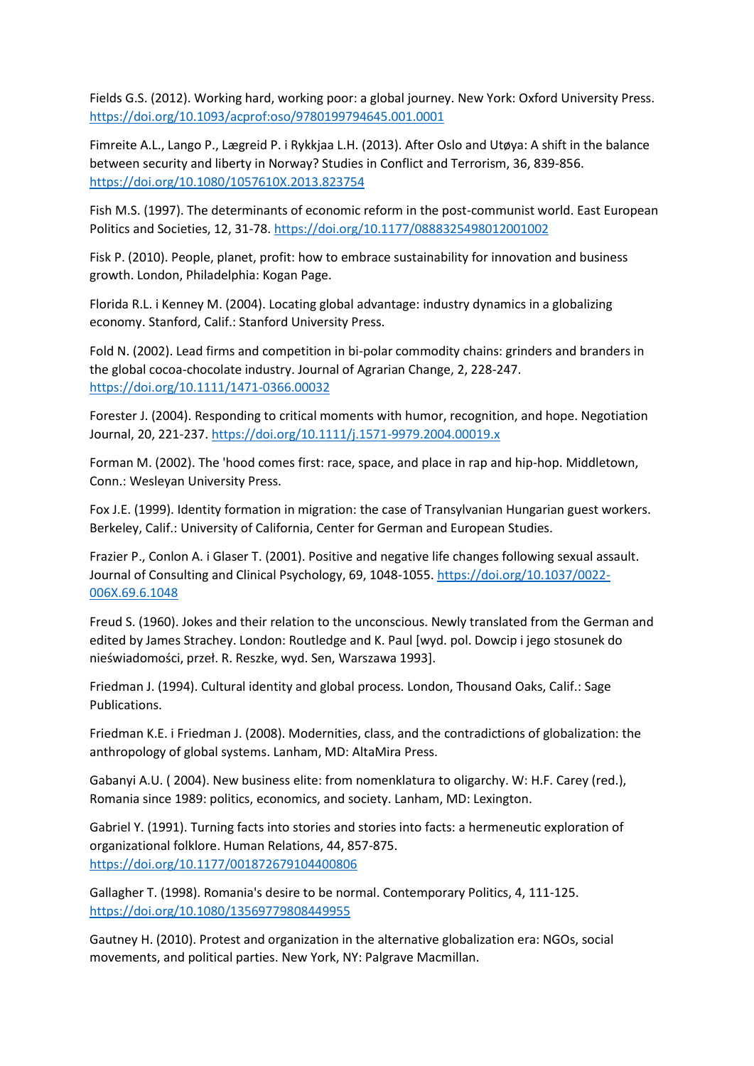Fields G.S. (2012). Working hard, working poor: a global journey. New York: Oxford University Press. https://doi.org/10.1093/acprof:oso/9780199794645.001.0001

Fimreite A.L., Lango P., Lægreid P. i Rykkjaa L.H. (2013). After Oslo and Utøya: A shift in the balance between security and liberty in Norway? Studies in Conflict and Terrorism, 36, 839-856. https://doi.org/10.1080/1057610X.2013.823754

Fish M.S. (1997). The determinants of economic reform in the post-communist world. East European Politics and Societies, 12, 31-78. https://doi.org/10.1177/0888325498012001002

Fisk P. (2010). People, planet, profit: how to embrace sustainability for innovation and business growth. London, Philadelphia: Kogan Page.

Florida R.L. i Kenney M. (2004). Locating global advantage: industry dynamics in a globalizing economy. Stanford, Calif.: Stanford University Press.

Fold N. (2002). Lead firms and competition in bi-polar commodity chains: grinders and branders in the global cocoa-chocolate industry. Journal of Agrarian Change, 2, 228-247. https://doi.org/10.1111/1471-0366.00032

Forester J. (2004). Responding to critical moments with humor, recognition, and hope. Negotiation Journal, 20, 221-237. https://doi.org/10.1111/j.1571-9979.2004.00019.x

Forman M. (2002). The 'hood comes first: race, space, and place in rap and hip-hop. Middletown, Conn.: Wesleyan University Press.

Fox J.E. (1999). Identity formation in migration: the case of Transylvanian Hungarian guest workers. Berkeley, Calif.: University of California, Center for German and European Studies.

Frazier P., Conlon A. i Glaser T. (2001). Positive and negative life changes following sexual assault. Journal of Consulting and Clinical Psychology, 69, 1048-1055. https://doi.org/10.1037/0022-006X.69.6.1048

Freud S. (1960). Jokes and their relation to the unconscious. Newly translated from the German and edited by James Strachey. London: Routledge and K. Paul [wyd. pol. Dowcip i jego stosunek do nieświadomości, przeł. R. Reszke, wyd. Sen, Warszawa 1993].

Friedman J. (1994). Cultural identity and global process. London, Thousand Oaks, Calif.: Sage Publications.

Friedman K.E. i Friedman J. (2008). Modernities, class, and the contradictions of globalization: the anthropology of global systems. Lanham, MD: AltaMira Press.

Gabanyi A.U. ( 2004). New business elite: from nomenklatura to oligarchy. W: H.F. Carey (red.), Romania since 1989: politics, economics, and society. Lanham, MD: Lexington.

Gabriel Y. (1991). Turning facts into stories and stories into facts: a hermeneutic exploration of organizational folklore. Human Relations, 44, 857-875. https://doi.org/10.1177/001872679104400806

Gallagher T. (1998). Romania's desire to be normal. Contemporary Politics, 4, 111-125. https://doi.org/10.1080/13569779808449955

Gautney H. (2010). Protest and organization in the alternative globalization era: NGOs, social movements, and political parties. New York, NY: Palgrave Macmillan.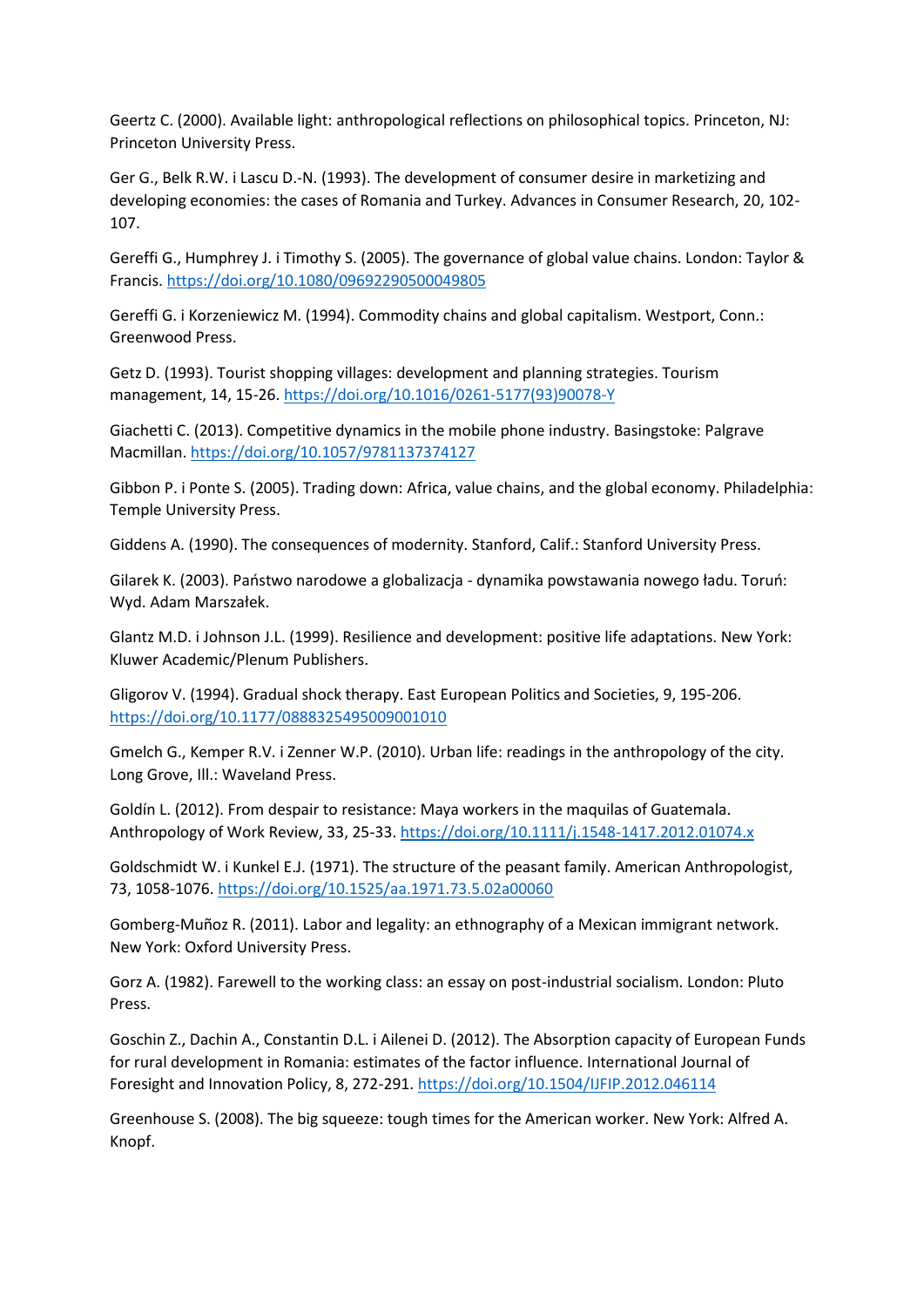Geertz C. (2000). Available light: anthropological reflections on philosophical topics. Princeton, NJ: Princeton University Press.

Ger G., Belk R.W. i Lascu D.-N. (1993). The development of consumer desire in marketizing and developing economies: the cases of Romania and Turkey. Advances in Consumer Research, 20, 102-107.

Gereffi G., Humphrey J. i Timothy S. (2005). The governance of global value chains. London: Taylor & Francis. https://doi.org/10.1080/09692290500049805

Gereffi G. i Korzeniewicz M. (1994). Commodity chains and global capitalism. Westport, Conn.: Greenwood Press.

Getz D. (1993). Tourist shopping villages: development and planning strategies. Tourism management, 14, 15-26. https://doi.org/10.1016/0261-5177(93)90078-Y

Giachetti C. (2013). Competitive dynamics in the mobile phone industry. Basingstoke: Palgrave Macmillan. https://doi.org/10.1057/9781137374127

Gibbon P. i Ponte S. (2005). Trading down: Africa, value chains, and the global economy. Philadelphia: Temple University Press.

Giddens A. (1990). The consequences of modernity. Stanford, Calif.: Stanford University Press.

Gilarek K. (2003). Państwo narodowe a globalizacja - dynamika powstawania nowego ładu. Toruń: Wyd. Adam Marszałek.

Glantz M.D. i Johnson J.L. (1999). Resilience and development: positive life adaptations. New York: Kluwer Academic/Plenum Publishers.

Gligorov V. (1994). Gradual shock therapy. East European Politics and Societies, 9, 195-206. https://doi.org/10.1177/0888325495009001010

Gmelch G., Kemper R.V. i Zenner W.P. (2010). Urban life: readings in the anthropology of the city. Long Grove, Ill.: Waveland Press.

Goldín L. (2012). From despair to resistance: Maya workers in the maquilas of Guatemala. Anthropology of Work Review, 33, 25-33. https://doi.org/10.1111/j.1548-1417.2012.01074.x

Goldschmidt W. i Kunkel E.J. (1971). The structure of the peasant family. American Anthropologist, 73, 1058-1076. https://doi.org/10.1525/aa.1971.73.5.02a00060

Gomberg-Muñoz R. (2011). Labor and legality: an ethnography of a Mexican immigrant network. New York: Oxford University Press.

Gorz A. (1982). Farewell to the working class: an essay on post-industrial socialism. London: Pluto Press.

Goschin Z., Dachin A., Constantin D.L. i Ailenei D. (2012). The Absorption capacity of European Funds for rural development in Romania: estimates of the factor influence. International Journal of Foresight and Innovation Policy, 8, 272-291. https://doi.org/10.1504/IJFIP.2012.046114

Greenhouse S. (2008). The big squeeze: tough times for the American worker. New York: Alfred A. Knopf.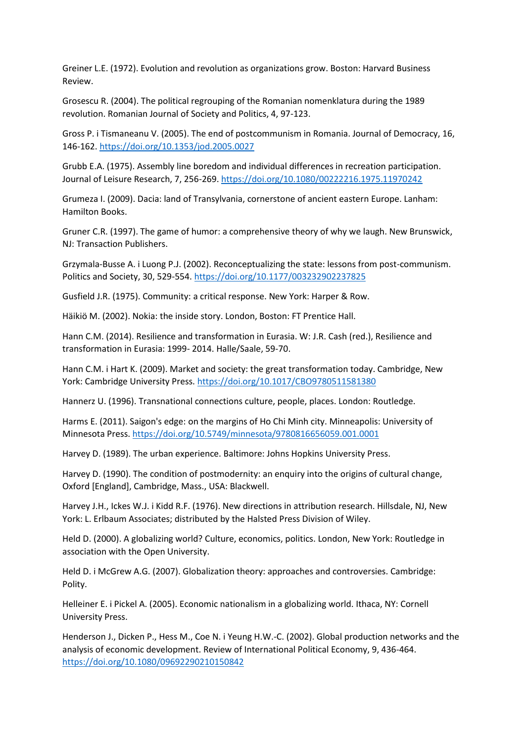Greiner L.E. (1972). Evolution and revolution as organizations grow. Boston: Harvard Business Review.

Grosescu R. (2004). The political regrouping of the Romanian nomenklatura during the 1989 revolution. Romanian Journal of Society and Politics, 4, 97-123.

Gross P. i Tismaneanu V. (2005). The end of postcommunism in Romania. Journal of Democracy, 16, 146-162. https://doi.org/10.1353/jod.2005.0027

Grubb E.A. (1975). Assembly line boredom and individual differences in recreation participation. Journal of Leisure Research, 7, 256-269. https://doi.org/10.1080/00222216.1975.11970242

Grumeza I. (2009). Dacia: land of Transylvania, cornerstone of ancient eastern Europe. Lanham: Hamilton Books.

Gruner C.R. (1997). The game of humor: a comprehensive theory of why we laugh. New Brunswick, NJ: Transaction Publishers.

Grzymala-Busse A. i Luong P.J. (2002). Reconceptualizing the state: lessons from post-communism. Politics and Society, 30, 529-554. https://doi.org/10.1177/003232902237825

Gusfield J.R. (1975). Community: a critical response. New York: Harper & Row.

Häikiö M. (2002). Nokia: the inside story. London, Boston: FT Prentice Hall.

Hann C.M. (2014). Resilience and transformation in Eurasia. W: J.R. Cash (red.), Resilience and transformation in Eurasia: 1999- 2014. Halle/Saale, 59-70.

Hann C.M. i Hart K. (2009). Market and society: the great transformation today. Cambridge, New York: Cambridge University Press. https://doi.org/10.1017/CBO9780511581380

Hannerz U. (1996). Transnational connections culture, people, places. London: Routledge.

Harms E. (2011). Saigon's edge: on the margins of Ho Chi Minh city. Minneapolis: University of Minnesota Press. https://doi.org/10.5749/minnesota/9780816656059.001.0001

Harvey D. (1989). The urban experience. Baltimore: Johns Hopkins University Press.

Harvey D. (1990). The condition of postmodernity: an enquiry into the origins of cultural change, Oxford [England], Cambridge, Mass., USA: Blackwell.

Harvey J.H., Ickes W.J. i Kidd R.F. (1976). New directions in attribution research. Hillsdale, NJ, New York: L. Erlbaum Associates; distributed by the Halsted Press Division of Wiley.

Held D. (2000). A globalizing world? Culture, economics, politics. London, New York: Routledge in association with the Open University.

Held D. i McGrew A.G. (2007). Globalization theory: approaches and controversies. Cambridge: Polity.

Helleiner E. i Pickel A. (2005). Economic nationalism in a globalizing world. Ithaca, NY: Cornell University Press.

Henderson J., Dicken P., Hess M., Coe N. i Yeung H.W.-C. (2002). Global production networks and the analysis of economic development. Review of International Political Economy, 9, 436-464. https://doi.org/10.1080/09692290210150842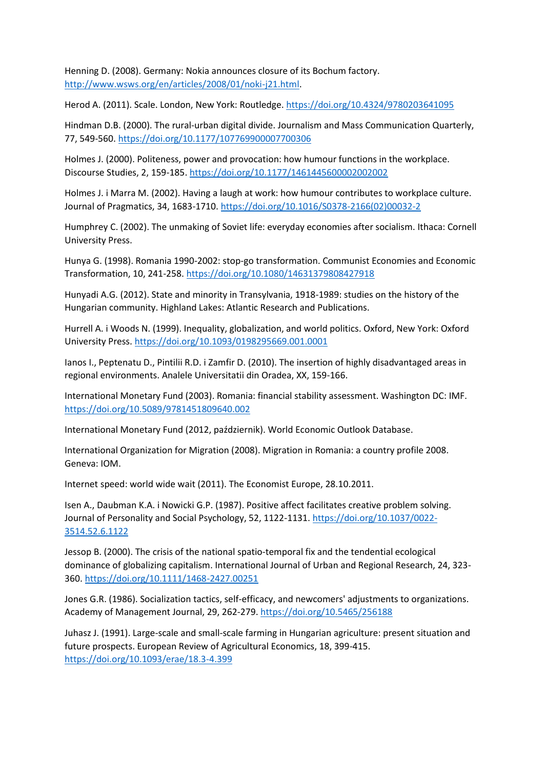Henning D. (2008). Germany: Nokia announces closure of its Bochum factory. http://www.wsws.org/en/articles/2008/01/noki-j21.html.

Herod A. (2011). Scale. London, New York: Routledge. https://doi.org/10.4324/9780203641095

Hindman D.B. (2000). The rural-urban digital divide. Journalism and Mass Communication Quarterly, 77, 549-560. https://doi.org/10.1177/107769900007700306

Holmes J. (2000). Politeness, power and provocation: how humour functions in the workplace. Discourse Studies, 2, 159-185. https://doi.org/10.1177/1461445600002002002

Holmes J. i Marra M. (2002). Having a laugh at work: how humour contributes to workplace culture. Journal of Pragmatics, 34, 1683-1710. https://doi.org/10.1016/S0378-2166(02)00032-2

Humphrey C. (2002). The unmaking of Soviet life: everyday economies after socialism. Ithaca: Cornell University Press.

Hunya G. (1998). Romania 1990-2002: stop-go transformation. Communist Economies and Economic Transformation, 10, 241-258. https://doi.org/10.1080/14631379808427918

Hunyadi A.G. (2012). State and minority in Transylvania, 1918-1989: studies on the history of the Hungarian community. Highland Lakes: Atlantic Research and Publications.

Hurrell A. i Woods N. (1999). Inequality, globalization, and world politics. Oxford, New York: Oxford University Press. https://doi.org/10.1093/0198295669.001.0001

Ianos I., Peptenatu D., Pintilii R.D. i Zamfir D. (2010). The insertion of highly disadvantaged areas in regional environments. Analele Universitatii din Oradea, XX, 159-166.

International Monetary Fund (2003). Romania: financial stability assessment. Washington DC: IMF. https://doi.org/10.5089/9781451809640.002

International Monetary Fund (2012, październik). World Economic Outlook Database.

International Organization for Migration (2008). Migration in Romania: a country profile 2008. Geneva: IOM.

Internet speed: world wide wait (2011). The Economist Europe, 28.10.2011.

Isen A., Daubman K.A. i Nowicki G.P. (1987). Positive affect facilitates creative problem solving. Journal of Personality and Social Psychology, 52, 1122-1131. https://doi.org/10.1037/0022-3514.52.6.1122

Jessop B. (2000). The crisis of the national spatio-temporal fix and the tendential ecological dominance of globalizing capitalism. International Journal of Urban and Regional Research, 24, 323-360. https://doi.org/10.1111/1468-2427.00251

Jones G.R. (1986). Socialization tactics, self-efficacy, and newcomers' adjustments to organizations. Academy of Management Journal, 29, 262-279. https://doi.org/10.5465/256188

Juhasz J. (1991). Large-scale and small-scale farming in Hungarian agriculture: present situation and future prospects. European Review of Agricultural Economics, 18, 399-415. https://doi.org/10.1093/erae/18.3-4.399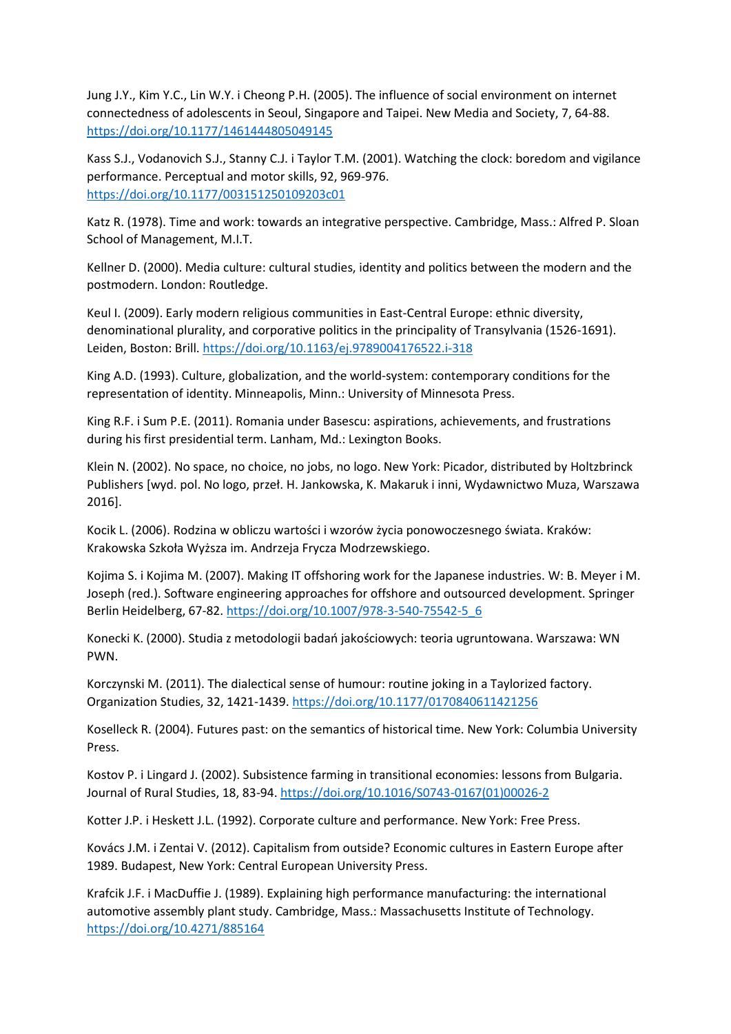Jung J.Y., Kim Y.C., Lin W.Y. i Cheong P.H. (2005). The influence of social environment on internet connectedness of adolescents in Seoul, Singapore and Taipei. New Media and Society, 7, 64-88. https://doi.org/10.1177/1461444805049145

Kass S.J., Vodanovich S.J., Stanny C.J. i Taylor T.M. (2001). Watching the clock: boredom and vigilance performance. Perceptual and motor skills, 92, 969-976. https://doi.org/10.1177/003151250109203c01

Katz R. (1978). Time and work: towards an integrative perspective. Cambridge, Mass.: Alfred P. Sloan School of Management, M.I.T.

Kellner D. (2000). Media culture: cultural studies, identity and politics between the modern and the postmodern. London: Routledge.

Keul I. (2009). Early modern religious communities in East-Central Europe: ethnic diversity, denominational plurality, and corporative politics in the principality of Transylvania (1526-1691). Leiden, Boston: Brill. https://doi.org/10.1163/ej.9789004176522.i-318

King A.D. (1993). Culture, globalization, and the world-system: contemporary conditions for the representation of identity. Minneapolis, Minn.: University of Minnesota Press.

King R.F. i Sum P.E. (2011). Romania under Basescu: aspirations, achievements, and frustrations during his first presidential term. Lanham, Md.: Lexington Books.

Klein N. (2002). No space, no choice, no jobs, no logo. New York: Picador, distributed by Holtzbrinck Publishers [wyd. pol. No logo, przeł. H. Jankowska, K. Makaruk i inni, Wydawnictwo Muza, Warszawa 2016].

Kocik L. (2006). Rodzina w obliczu wartości i wzorów życia ponowoczesnego świata. Kraków: Krakowska Szkoła Wyższa im. Andrzeja Frycza Modrzewskiego.

Kojima S. i Kojima M. (2007). Making IT offshoring work for the Japanese industries. W: B. Meyer i M. Joseph (red.). Software engineering approaches for offshore and outsourced development. Springer Berlin Heidelberg, 67-82. https://doi.org/10.1007/978-3-540-75542-5_6

Konecki K. (2000). Studia z metodologii badań jakościowych: teoria ugruntowana. Warszawa: WN PWN.

Korczynski M. (2011). The dialectical sense of humour: routine joking in a Taylorized factory. Organization Studies, 32, 1421-1439. https://doi.org/10.1177/0170840611421256

Koselleck R. (2004). Futures past: on the semantics of historical time. New York: Columbia University Press.

Kostov P. i Lingard J. (2002). Subsistence farming in transitional economies: lessons from Bulgaria. Journal of Rural Studies, 18, 83-94. https://doi.org/10.1016/S0743-0167(01)00026-2

Kotter J.P. i Heskett J.L. (1992). Corporate culture and performance. New York: Free Press.

Kovács J.M. i Zentai V. (2012). Capitalism from outside? Economic cultures in Eastern Europe after 1989. Budapest, New York: Central European University Press.

Krafcik J.F. i MacDuffie J. (1989). Explaining high performance manufacturing: the international automotive assembly plant study. Cambridge, Mass.: Massachusetts Institute of Technology. https://doi.org/10.4271/885164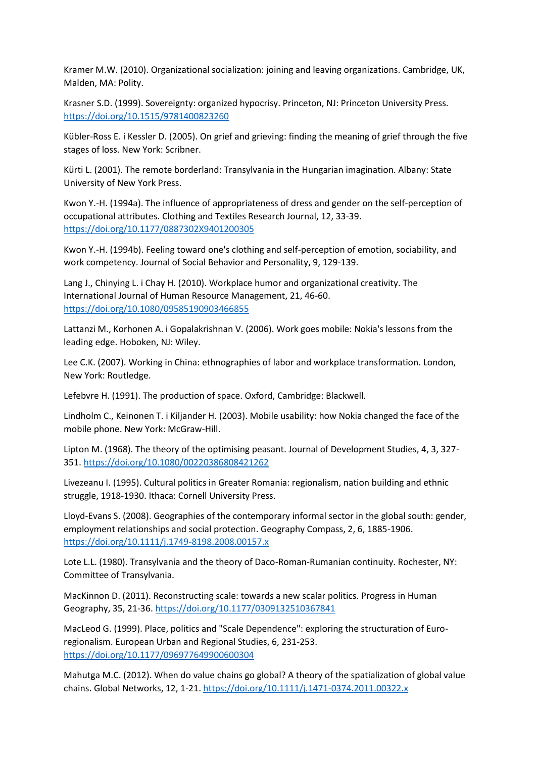Kramer M.W. (2010). Organizational socialization: joining and leaving organizations. Cambridge, UK, Malden, MA: Polity.

Krasner S.D. (1999). Sovereignty: organized hypocrisy. Princeton, NJ: Princeton University Press. https://doi.org/10.1515/9781400823260

Kübler-Ross E. i Kessler D. (2005). On grief and grieving: finding the meaning of grief through the five stages of loss. New York: Scribner.

Kürti L. (2001). The remote borderland: Transylvania in the Hungarian imagination. Albany: State University of New York Press.

Kwon Y.-H. (1994a). The influence of appropriateness of dress and gender on the self-perception of occupational attributes. Clothing and Textiles Research Journal, 12, 33-39. https://doi.org/10.1177/0887302X9401200305

Kwon Y.-H. (1994b). Feeling toward one's clothing and self-perception of emotion, sociability, and work competency. Journal of Social Behavior and Personality, 9, 129-139.

Lang J., Chinying L. i Chay H. (2010). Workplace humor and organizational creativity. The International Journal of Human Resource Management, 21, 46-60. https://doi.org/10.1080/09585190903466855

Lattanzi M., Korhonen A. i Gopalakrishnan V. (2006). Work goes mobile: Nokia's lessons from the leading edge. Hoboken, NJ: Wiley.

Lee C.K. (2007). Working in China: ethnographies of labor and workplace transformation. London, New York: Routledge.

Lefebvre H. (1991). The production of space. Oxford, Cambridge: Blackwell.

Lindholm C., Keinonen T. i Kiljander H. (2003). Mobile usability: how Nokia changed the face of the mobile phone. New York: McGraw-Hill.

Lipton M. (1968). The theory of the optimising peasant. Journal of Development Studies, 4, 3, 327-351. https://doi.org/10.1080/00220386808421262

Livezeanu I. (1995). Cultural politics in Greater Romania: regionalism, nation building and ethnic struggle, 1918-1930. Ithaca: Cornell University Press.

Lloyd-Evans S. (2008). Geographies of the contemporary informal sector in the global south: gender, employment relationships and social protection. Geography Compass, 2, 6, 1885-1906. https://doi.org/10.1111/j.1749-8198.2008.00157.x

Lote L.L. (1980). Transylvania and the theory of Daco-Roman-Rumanian continuity. Rochester, NY: Committee of Transylvania.

MacKinnon D. (2011). Reconstructing scale: towards a new scalar politics. Progress in Human Geography, 35, 21-36. https://doi.org/10.1177/0309132510367841

MacLeod G. (1999). Place, politics and "Scale Dependence": exploring the structuration of Euro-regionalism. European Urban and Regional Studies, 6, 231-253. https://doi.org/10.1177/096977649900600304

Mahutga M.C. (2012). When do value chains go global? A theory of the spatialization of global value chains. Global Networks, 12, 1-21. https://doi.org/10.1111/j.1471-0374.2011.00322.x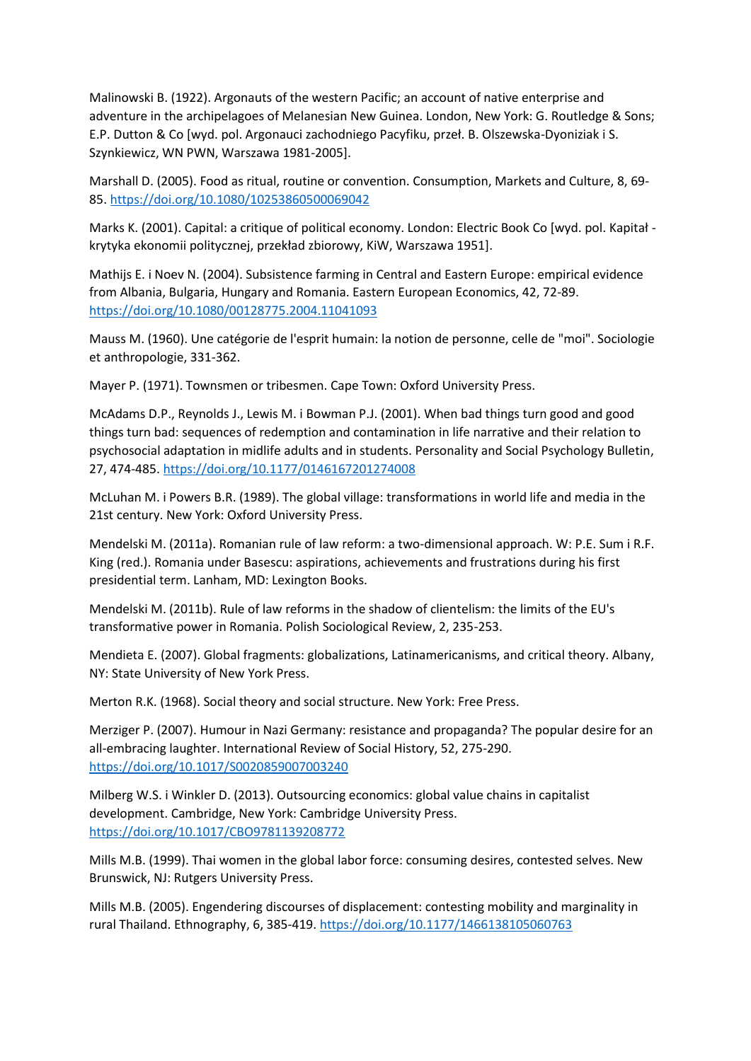Malinowski B. (1922). Argonauts of the western Pacific; an account of native enterprise and adventure in the archipelagoes of Melanesian New Guinea. London, New York: G. Routledge & Sons; E.P. Dutton & Co [wyd. pol. Argonauci zachodniego Pacyfiku, przeł. B. Olszewska-Dyoniziak i S. Szynkiewicz, WN PWN, Warszawa 1981-2005].

Marshall D. (2005). Food as ritual, routine or convention. Consumption, Markets and Culture, 8, 69-85. https://doi.org/10.1080/10253860500069042

Marks K. (2001). Capital: a critique of political economy. London: Electric Book Co [wyd. pol. Kapitał - krytyka ekonomii politycznej, przekład zbiorowy, KiW, Warszawa 1951].

Mathijs E. i Noev N. (2004). Subsistence farming in Central and Eastern Europe: empirical evidence from Albania, Bulgaria, Hungary and Romania. Eastern European Economics, 42, 72-89. https://doi.org/10.1080/00128775.2004.11041093

Mauss M. (1960). Une catégorie de l'esprit humain: la notion de personne, celle de "moi". Sociologie et anthropologie, 331-362.

Mayer P. (1971). Townsmen or tribesmen. Cape Town: Oxford University Press.

McAdams D.P., Reynolds J., Lewis M. i Bowman P.J. (2001). When bad things turn good and good things turn bad: sequences of redemption and contamination in life narrative and their relation to psychosocial adaptation in midlife adults and in students. Personality and Social Psychology Bulletin, 27, 474-485. https://doi.org/10.1177/0146167201274008

McLuhan M. i Powers B.R. (1989). The global village: transformations in world life and media in the 21st century. New York: Oxford University Press.

Mendelski M. (2011a). Romanian rule of law reform: a two-dimensional approach. W: P.E. Sum i R.F. King (red.). Romania under Basescu: aspirations, achievements and frustrations during his first presidential term. Lanham, MD: Lexington Books.

Mendelski M. (2011b). Rule of law reforms in the shadow of clientelism: the limits of the EU's transformative power in Romania. Polish Sociological Review, 2, 235-253.

Mendieta E. (2007). Global fragments: globalizations, Latinamericanisms, and critical theory. Albany, NY: State University of New York Press.

Merton R.K. (1968). Social theory and social structure. New York: Free Press.

Merziger P. (2007). Humour in Nazi Germany: resistance and propaganda? The popular desire for an all-embracing laughter. International Review of Social History, 52, 275-290. https://doi.org/10.1017/S0020859007003240

Milberg W.S. i Winkler D. (2013). Outsourcing economics: global value chains in capitalist development. Cambridge, New York: Cambridge University Press. https://doi.org/10.1017/CBO9781139208772

Mills M.B. (1999). Thai women in the global labor force: consuming desires, contested selves. New Brunswick, NJ: Rutgers University Press.

Mills M.B. (2005). Engendering discourses of displacement: contesting mobility and marginality in rural Thailand. Ethnography, 6, 385-419. https://doi.org/10.1177/1466138105060763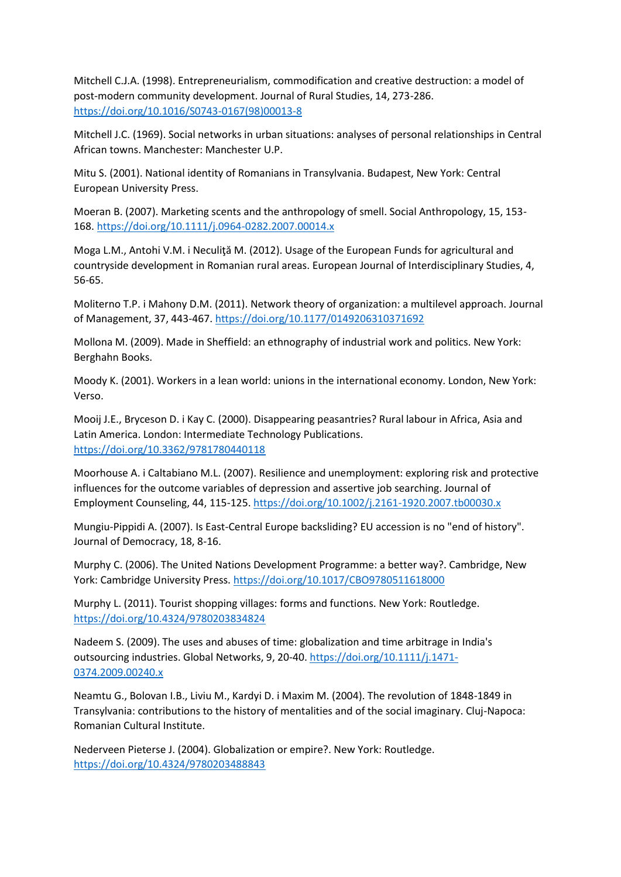Mitchell C.J.A. (1998). Entrepreneurialism, commodification and creative destruction: a model of post-modern community development. Journal of Rural Studies, 14, 273-286. https://doi.org/10.1016/S0743-0167(98)00013-8

Mitchell J.C. (1969). Social networks in urban situations: analyses of personal relationships in Central African towns. Manchester: Manchester U.P.

Mitu S. (2001). National identity of Romanians in Transylvania. Budapest, New York: Central European University Press.

Moeran B. (2007). Marketing scents and the anthropology of smell. Social Anthropology, 15, 153-168. https://doi.org/10.1111/j.0964-0282.2007.00014.x

Moga L.M., Antohi V.M. i Neculiţă M. (2012). Usage of the European Funds for agricultural and countryside development in Romanian rural areas. European Journal of Interdisciplinary Studies, 4, 56-65.

Moliterno T.P. i Mahony D.M. (2011). Network theory of organization: a multilevel approach. Journal of Management, 37, 443-467. https://doi.org/10.1177/0149206310371692

Mollona M. (2009). Made in Sheffield: an ethnography of industrial work and politics. New York: Berghahn Books.

Moody K. (2001). Workers in a lean world: unions in the international economy. London, New York: Verso.

Mooij J.E., Bryceson D. i Kay C. (2000). Disappearing peasantries? Rural labour in Africa, Asia and Latin America. London: Intermediate Technology Publications. https://doi.org/10.3362/9781780440118

Moorhouse A. i Caltabiano M.L. (2007). Resilience and unemployment: exploring risk and protective influences for the outcome variables of depression and assertive job searching. Journal of Employment Counseling, 44, 115-125. https://doi.org/10.1002/j.2161-1920.2007.tb00030.x

Mungiu-Pippidi A. (2007). Is East-Central Europe backsliding? EU accession is no "end of history". Journal of Democracy, 18, 8-16.

Murphy C. (2006). The United Nations Development Programme: a better way?. Cambridge, New York: Cambridge University Press. https://doi.org/10.1017/CBO9780511618000

Murphy L. (2011). Tourist shopping villages: forms and functions. New York: Routledge. https://doi.org/10.4324/9780203834824

Nadeem S. (2009). The uses and abuses of time: globalization and time arbitrage in India's outsourcing industries. Global Networks, 9, 20-40. https://doi.org/10.1111/j.1471-0374.2009.00240.x

Neamtu G., Bolovan I.B., Liviu M., Kardyi D. i Maxim M. (2004). The revolution of 1848-1849 in Transylvania: contributions to the history of mentalities and of the social imaginary. Cluj-Napoca: Romanian Cultural Institute.

Nederveen Pieterse J. (2004). Globalization or empire?. New York: Routledge. https://doi.org/10.4324/9780203488843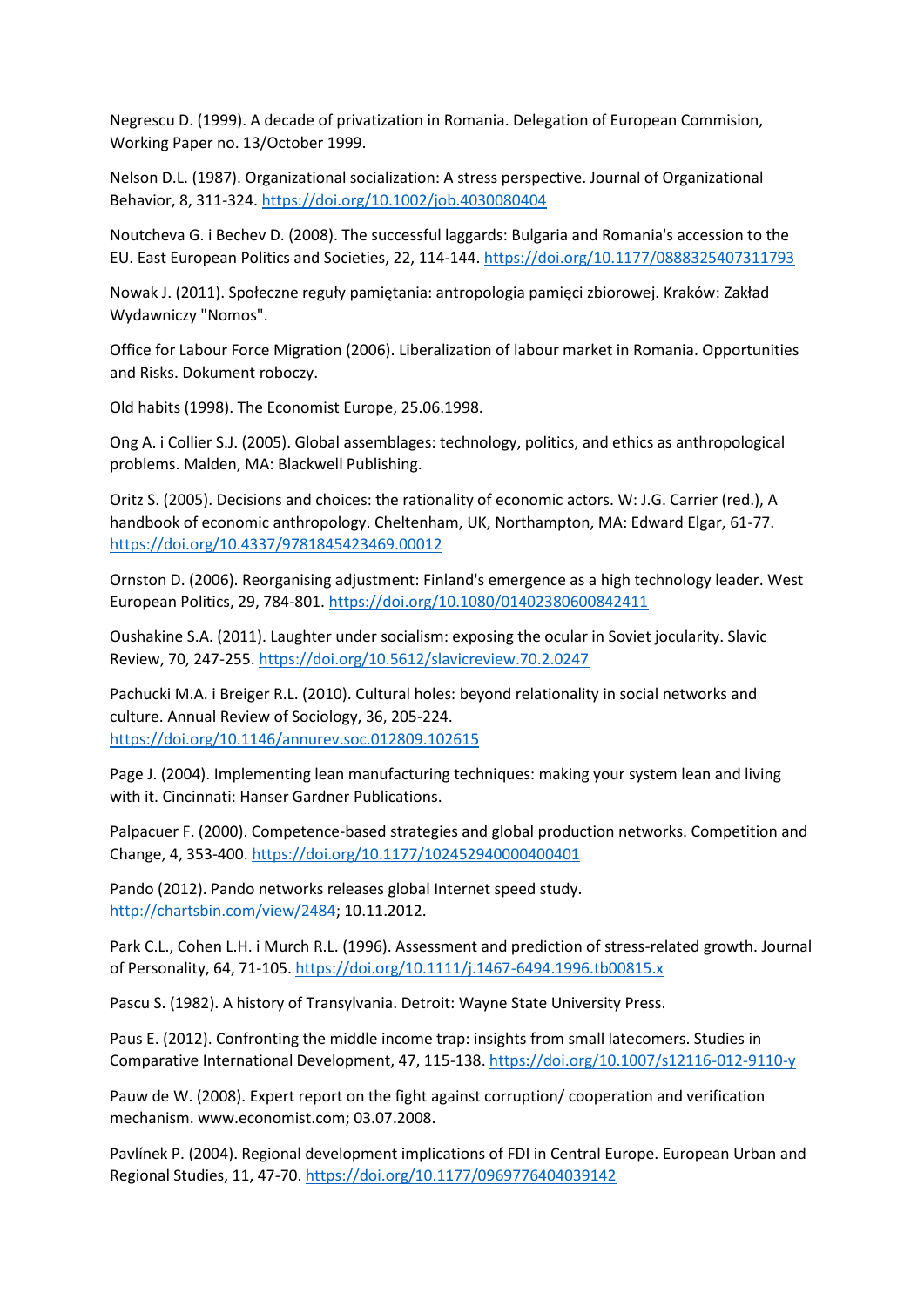Negrescu D. (1999). A decade of privatization in Romania. Delegation of European Commision, Working Paper no. 13/October 1999.

Nelson D.L. (1987). Organizational socialization: A stress perspective. Journal of Organizational Behavior, 8, 311-324. https://doi.org/10.1002/job.4030080404

Noutcheva G. i Bechev D. (2008). The successful laggards: Bulgaria and Romania's accession to the EU. East European Politics and Societies, 22, 114-144. https://doi.org/10.1177/0888325407311793

Nowak J. (2011). Społeczne reguły pamiętania: antropologia pamięci zbiorowej. Kraków: Zakład Wydawniczy "Nomos".

Office for Labour Force Migration (2006). Liberalization of labour market in Romania. Opportunities and Risks. Dokument roboczy.

Old habits (1998). The Economist Europe, 25.06.1998.

Ong A. i Collier S.J. (2005). Global assemblages: technology, politics, and ethics as anthropological problems. Malden, MA: Blackwell Publishing.

Oritz S. (2005). Decisions and choices: the rationality of economic actors. W: J.G. Carrier (red.), A handbook of economic anthropology. Cheltenham, UK, Northampton, MA: Edward Elgar, 61-77. https://doi.org/10.4337/9781845423469.00012

Ornston D. (2006). Reorganising adjustment: Finland's emergence as a high technology leader. West European Politics, 29, 784-801. https://doi.org/10.1080/01402380600842411

Oushakine S.A. (2011). Laughter under socialism: exposing the ocular in Soviet jocularity. Slavic Review, 70, 247-255. https://doi.org/10.5612/slavicreview.70.2.0247

Pachucki M.A. i Breiger R.L. (2010). Cultural holes: beyond relationality in social networks and culture. Annual Review of Sociology, 36, 205-224. https://doi.org/10.1146/annurev.soc.012809.102615

Page J. (2004). Implementing lean manufacturing techniques: making your system lean and living with it. Cincinnati: Hanser Gardner Publications.

Palpacuer F. (2000). Competence-based strategies and global production networks. Competition and Change, 4, 353-400. https://doi.org/10.1177/102452940000400401

Pando (2012). Pando networks releases global Internet speed study. http://chartsbin.com/view/2484; 10.11.2012.

Park C.L., Cohen L.H. i Murch R.L. (1996). Assessment and prediction of stress-related growth. Journal of Personality, 64, 71-105. https://doi.org/10.1111/j.1467-6494.1996.tb00815.x

Pascu S. (1982). A history of Transylvania. Detroit: Wayne State University Press.

Paus E. (2012). Confronting the middle income trap: insights from small latecomers. Studies in Comparative International Development, 47, 115-138. https://doi.org/10.1007/s12116-012-9110-y

Pauw de W. (2008). Expert report on the fight against corruption/ cooperation and verification mechanism. www.economist.com; 03.07.2008.

Pavlínek P. (2004). Regional development implications of FDI in Central Europe. European Urban and Regional Studies, 11, 47-70. https://doi.org/10.1177/0969776404039142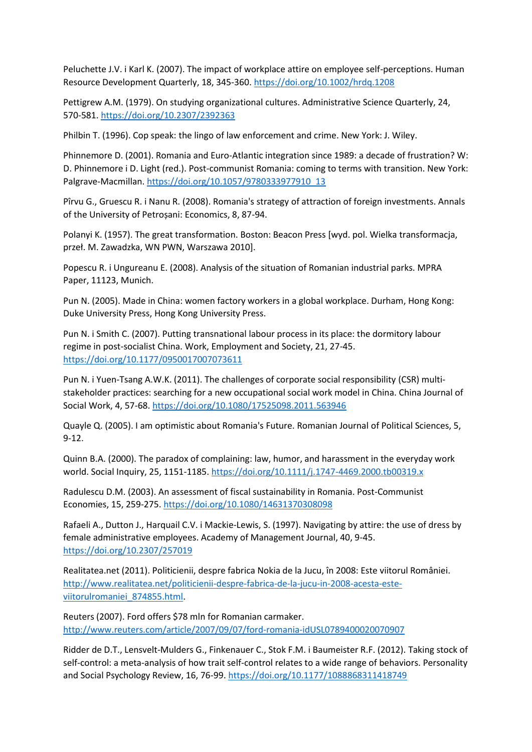Peluchette J.V. i Karl K. (2007). The impact of workplace attire on employee self-perceptions. Human Resource Development Quarterly, 18, 345-360. https://doi.org/10.1002/hrdq.1208

Pettigrew A.M. (1979). On studying organizational cultures. Administrative Science Quarterly, 24, 570-581. https://doi.org/10.2307/2392363

Philbin T. (1996). Cop speak: the lingo of law enforcement and crime. New York: J. Wiley.

Phinnemore D. (2001). Romania and Euro-Atlantic integration since 1989: a decade of frustration? W: D. Phinnemore i D. Light (red.). Post-communist Romania: coming to terms with transition. New York: Palgrave-Macmillan. https://doi.org/10.1057/9780333977910_13

Pîrvu G., Gruescu R. i Nanu R. (2008). Romania's strategy of attraction of foreign investments. Annals of the University of Petroșani: Economics, 8, 87-94.

Polanyi K. (1957). The great transformation. Boston: Beacon Press [wyd. pol. Wielka transformacja, przeł. M. Zawadzka, WN PWN, Warszawa 2010].

Popescu R. i Ungureanu E. (2008). Analysis of the situation of Romanian industrial parks. MPRA Paper, 11123, Munich.

Pun N. (2005). Made in China: women factory workers in a global workplace. Durham, Hong Kong: Duke University Press, Hong Kong University Press.

Pun N. i Smith C. (2007). Putting transnational labour process in its place: the dormitory labour regime in post-socialist China. Work, Employment and Society, 21, 27-45. https://doi.org/10.1177/0950017007073611

Pun N. i Yuen-Tsang A.W.K. (2011). The challenges of corporate social responsibility (CSR) multi-stakeholder practices: searching for a new occupational social work model in China. China Journal of Social Work, 4, 57-68. https://doi.org/10.1080/17525098.2011.563946

Quayle Q. (2005). I am optimistic about Romania's Future. Romanian Journal of Political Sciences, 5, 9-12.

Quinn B.A. (2000). The paradox of complaining: law, humor, and harassment in the everyday work world. Social Inquiry, 25, 1151-1185. https://doi.org/10.1111/j.1747-4469.2000.tb00319.x

Radulescu D.M. (2003). An assessment of fiscal sustainability in Romania. Post-Communist Economies, 15, 259-275. https://doi.org/10.1080/14631370308098

Rafaeli A., Dutton J., Harquail C.V. i Mackie-Lewis, S. (1997). Navigating by attire: the use of dress by female administrative employees. Academy of Management Journal, 40, 9-45. https://doi.org/10.2307/257019

Realitatea.net (2011). Politicienii, despre fabrica Nokia de la Jucu, în 2008: Este viitorul României. http://www.realitatea.net/politicienii-despre-fabrica-de-la-jucu-in-2008-acesta-este-viitorulromaniei_874855.html.

Reuters (2007). Ford offers $78 mln for Romanian carmaker. http://www.reuters.com/article/2007/09/07/ford-romania-idUSL0789400020070907

Ridder de D.T., Lensvelt-Mulders G., Finkenauer C., Stok F.M. i Baumeister R.F. (2012). Taking stock of self-control: a meta-analysis of how trait self-control relates to a wide range of behaviors. Personality and Social Psychology Review, 16, 76-99. https://doi.org/10.1177/1088868311418749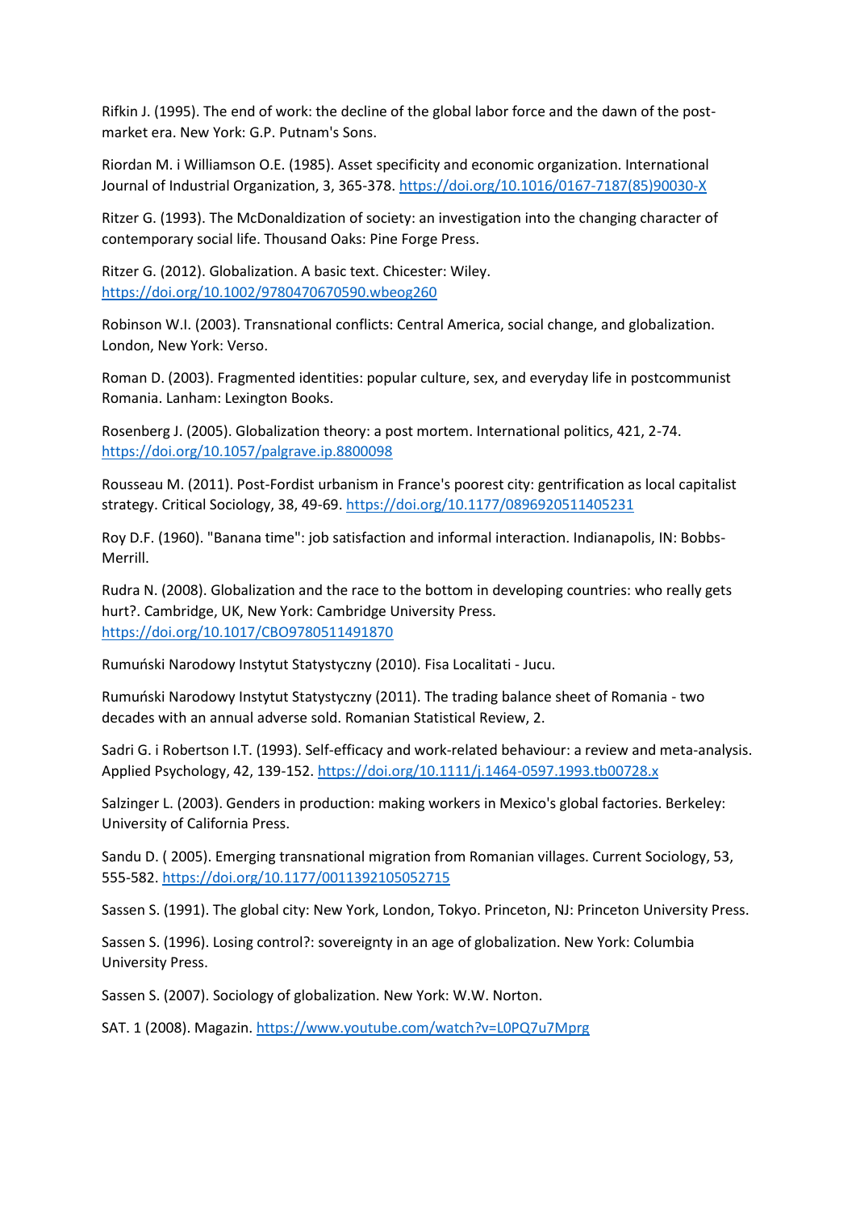Rifkin J. (1995). The end of work: the decline of the global labor force and the dawn of the post-market era. New York: G.P. Putnam's Sons.

Riordan M. i Williamson O.E. (1985). Asset specificity and economic organization. International Journal of Industrial Organization, 3, 365-378. https://doi.org/10.1016/0167-7187(85)90030-X

Ritzer G. (1993). The McDonaldization of society: an investigation into the changing character of contemporary social life. Thousand Oaks: Pine Forge Press.

Ritzer G. (2012). Globalization. A basic text. Chicester: Wiley. https://doi.org/10.1002/9780470670590.wbeog260

Robinson W.I. (2003). Transnational conflicts: Central America, social change, and globalization. London, New York: Verso.

Roman D. (2003). Fragmented identities: popular culture, sex, and everyday life in postcommunist Romania. Lanham: Lexington Books.

Rosenberg J. (2005). Globalization theory: a post mortem. International politics, 421, 2-74. https://doi.org/10.1057/palgrave.ip.8800098

Rousseau M. (2011). Post-Fordist urbanism in France's poorest city: gentrification as local capitalist strategy. Critical Sociology, 38, 49-69. https://doi.org/10.1177/0896920511405231

Roy D.F. (1960). "Banana time": job satisfaction and informal interaction. Indianapolis, IN: Bobbs-Merrill.

Rudra N. (2008). Globalization and the race to the bottom in developing countries: who really gets hurt?. Cambridge, UK, New York: Cambridge University Press. https://doi.org/10.1017/CBO9780511491870

Rumuński Narodowy Instytut Statystyczny (2010). Fisa Localitati - Jucu.

Rumuński Narodowy Instytut Statystyczny (2011). The trading balance sheet of Romania - two decades with an annual adverse sold. Romanian Statistical Review, 2.

Sadri G. i Robertson I.T. (1993). Self-efficacy and work-related behaviour: a review and meta-analysis. Applied Psychology, 42, 139-152. https://doi.org/10.1111/j.1464-0597.1993.tb00728.x

Salzinger L. (2003). Genders in production: making workers in Mexico's global factories. Berkeley: University of California Press.

Sandu D. ( 2005). Emerging transnational migration from Romanian villages. Current Sociology, 53, 555-582. https://doi.org/10.1177/0011392105052715

Sassen S. (1991). The global city: New York, London, Tokyo. Princeton, NJ: Princeton University Press.

Sassen S. (1996). Losing control?: sovereignty in an age of globalization. New York: Columbia University Press.

Sassen S. (2007). Sociology of globalization. New York: W.W. Norton.

SAT. 1 (2008). Magazin. https://www.youtube.com/watch?v=L0PQ7u7Mprg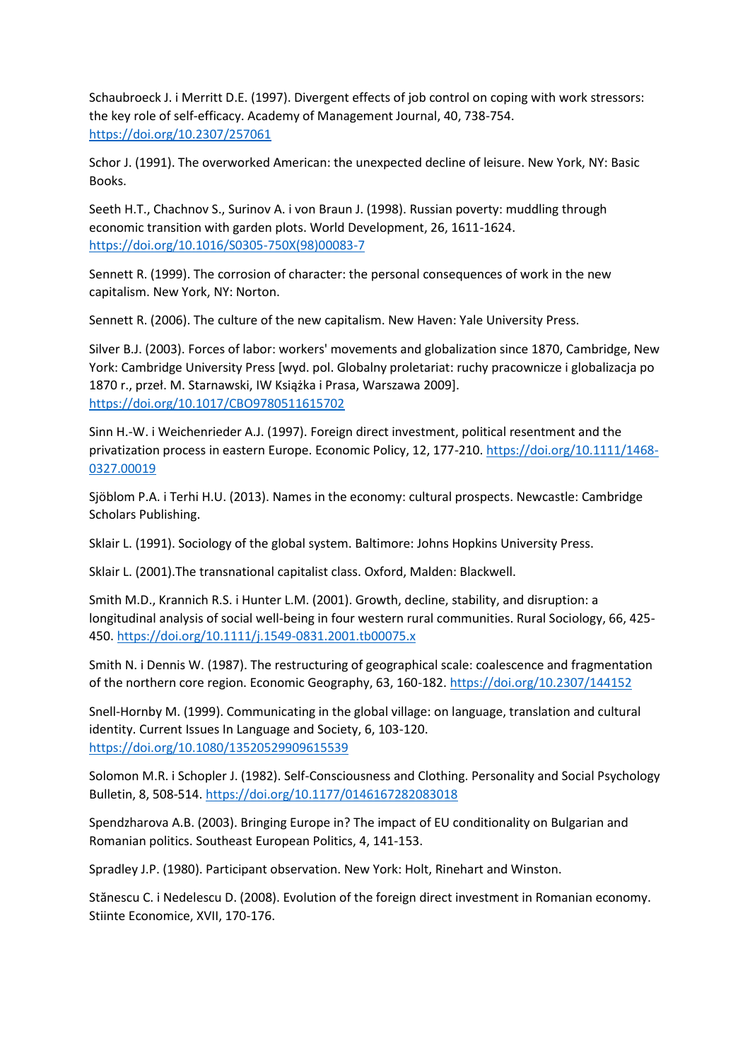Schaubroeck J. i Merritt D.E. (1997). Divergent effects of job control on coping with work stressors: the key role of self-efficacy. Academy of Management Journal, 40, 738-754. https://doi.org/10.2307/257061

Schor J. (1991). The overworked American: the unexpected decline of leisure. New York, NY: Basic Books.

Seeth H.T., Chachnov S., Surinov A. i von Braun J. (1998). Russian poverty: muddling through economic transition with garden plots. World Development, 26, 1611-1624. https://doi.org/10.1016/S0305-750X(98)00083-7

Sennett R. (1999). The corrosion of character: the personal consequences of work in the new capitalism. New York, NY: Norton.

Sennett R. (2006). The culture of the new capitalism. New Haven: Yale University Press.

Silver B.J. (2003). Forces of labor: workers' movements and globalization since 1870, Cambridge, New York: Cambridge University Press [wyd. pol. Globalny proletariat: ruchy pracownicze i globalizacja po 1870 r., przeł. M. Starnawski, IW Książka i Prasa, Warszawa 2009]. https://doi.org/10.1017/CBO9780511615702

Sinn H.-W. i Weichenrieder A.J. (1997). Foreign direct investment, political resentment and the privatization process in eastern Europe. Economic Policy, 12, 177-210. https://doi.org/10.1111/1468-0327.00019

Sjöblom P.A. i Terhi H.U. (2013). Names in the economy: cultural prospects. Newcastle: Cambridge Scholars Publishing.

Sklair L. (1991). Sociology of the global system. Baltimore: Johns Hopkins University Press.

Sklair L. (2001).The transnational capitalist class. Oxford, Malden: Blackwell.

Smith M.D., Krannich R.S. i Hunter L.M. (2001). Growth, decline, stability, and disruption: a longitudinal analysis of social well-being in four western rural communities. Rural Sociology, 66, 425-450. https://doi.org/10.1111/j.1549-0831.2001.tb00075.x

Smith N. i Dennis W. (1987). The restructuring of geographical scale: coalescence and fragmentation of the northern core region. Economic Geography, 63, 160-182. https://doi.org/10.2307/144152

Snell-Hornby M. (1999). Communicating in the global village: on language, translation and cultural identity. Current Issues In Language and Society, 6, 103-120. https://doi.org/10.1080/13520529909615539

Solomon M.R. i Schopler J. (1982). Self-Consciousness and Clothing. Personality and Social Psychology Bulletin, 8, 508-514. https://doi.org/10.1177/0146167282083018

Spendzharova A.B. (2003). Bringing Europe in? The impact of EU conditionality on Bulgarian and Romanian politics. Southeast European Politics, 4, 141-153.

Spradley J.P. (1980). Participant observation. New York: Holt, Rinehart and Winston.

Stănescu C. i Nedelescu D. (2008). Evolution of the foreign direct investment in Romanian economy. Stiinte Economice, XVII, 170-176.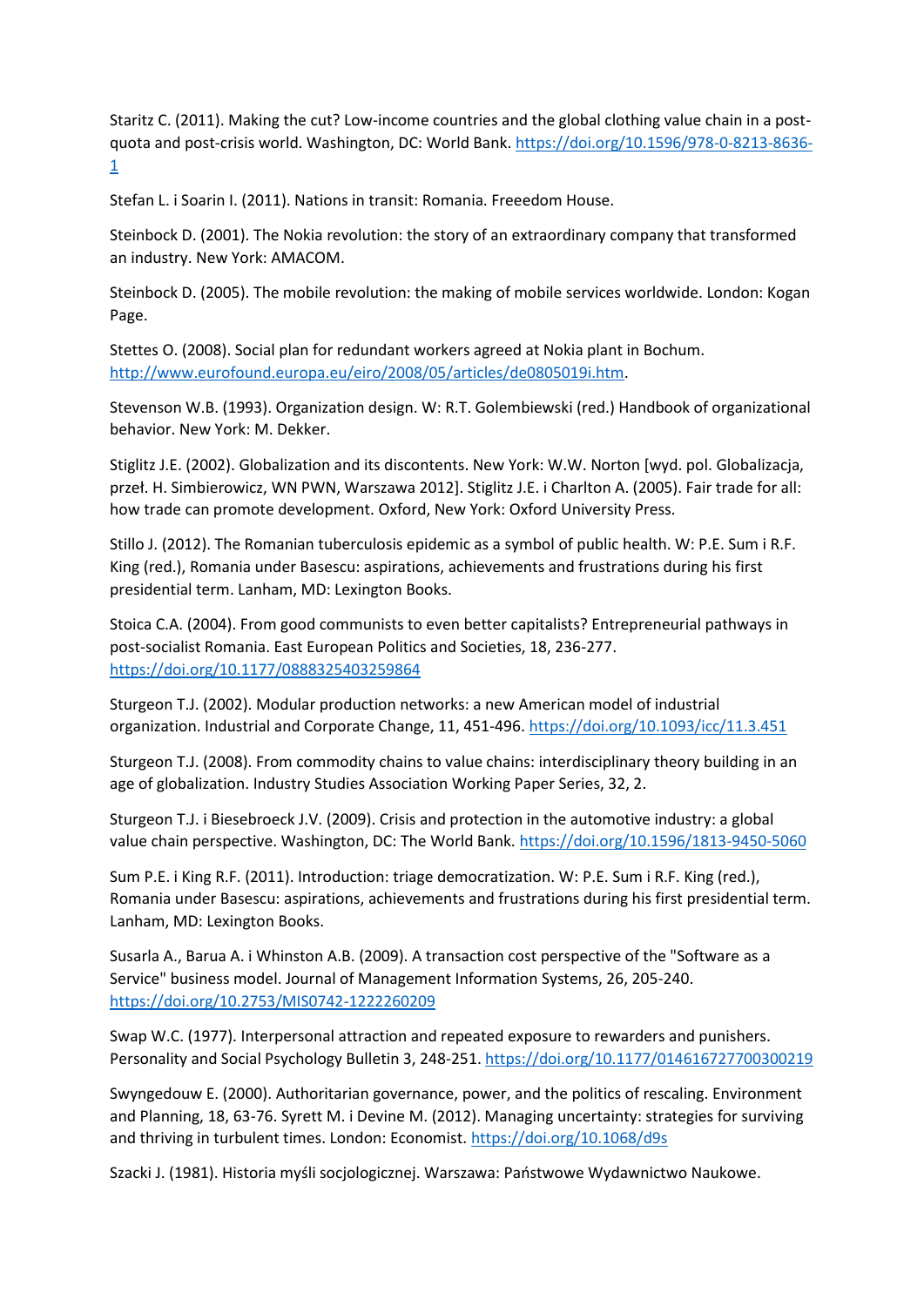Staritz C. (2011). Making the cut? Low-income countries and the global clothing value chain in a post-quota and post-crisis world. Washington, DC: World Bank. https://doi.org/10.1596/978-0-8213-8636-1

Stefan L. i Soarin I. (2011). Nations in transit: Romania. Freeedom House.

Steinbock D. (2001). The Nokia revolution: the story of an extraordinary company that transformed an industry. New York: AMACOM.

Steinbock D. (2005). The mobile revolution: the making of mobile services worldwide. London: Kogan Page.

Stettes O. (2008). Social plan for redundant workers agreed at Nokia plant in Bochum. http://www.eurofound.europa.eu/eiro/2008/05/articles/de0805019i.htm.

Stevenson W.B. (1993). Organization design. W: R.T. Golembiewski (red.) Handbook of organizational behavior. New York: M. Dekker.

Stiglitz J.E. (2002). Globalization and its discontents. New York: W.W. Norton [wyd. pol. Globalizacja, przeł. H. Simbierowicz, WN PWN, Warszawa 2012]. Stiglitz J.E. i Charlton A. (2005). Fair trade for all: how trade can promote development. Oxford, New York: Oxford University Press.

Stillo J. (2012). The Romanian tuberculosis epidemic as a symbol of public health. W: P.E. Sum i R.F. King (red.), Romania under Basescu: aspirations, achievements and frustrations during his first presidential term. Lanham, MD: Lexington Books.

Stoica C.A. (2004). From good communists to even better capitalists? Entrepreneurial pathways in post-socialist Romania. East European Politics and Societies, 18, 236-277. https://doi.org/10.1177/0888325403259864

Sturgeon T.J. (2002). Modular production networks: a new American model of industrial organization. Industrial and Corporate Change, 11, 451-496. https://doi.org/10.1093/icc/11.3.451

Sturgeon T.J. (2008). From commodity chains to value chains: interdisciplinary theory building in an age of globalization. Industry Studies Association Working Paper Series, 32, 2.

Sturgeon T.J. i Biesebroeck J.V. (2009). Crisis and protection in the automotive industry: a global value chain perspective. Washington, DC: The World Bank. https://doi.org/10.1596/1813-9450-5060

Sum P.E. i King R.F. (2011). Introduction: triage democratization. W: P.E. Sum i R.F. King (red.), Romania under Basescu: aspirations, achievements and frustrations during his first presidential term. Lanham, MD: Lexington Books.

Susarla A., Barua A. i Whinston A.B. (2009). A transaction cost perspective of the "Software as a Service" business model. Journal of Management Information Systems, 26, 205-240. https://doi.org/10.2753/MIS0742-1222260209

Swap W.C. (1977). Interpersonal attraction and repeated exposure to rewarders and punishers. Personality and Social Psychology Bulletin 3, 248-251. https://doi.org/10.1177/014616727700300219

Swyngedouw E. (2000). Authoritarian governance, power, and the politics of rescaling. Environment and Planning, 18, 63-76. Syrett M. i Devine M. (2012). Managing uncertainty: strategies for surviving and thriving in turbulent times. London: Economist. https://doi.org/10.1068/d9s

Szacki J. (1981). Historia myśli socjologicznej. Warszawa: Państwowe Wydawnictwo Naukowe.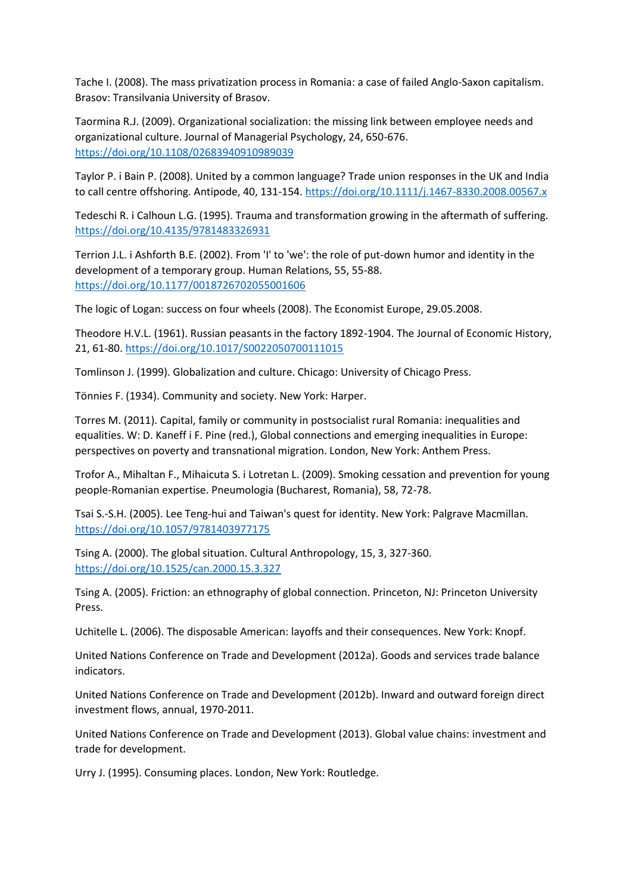Tache I. (2008). The mass privatization process in Romania: a case of failed Anglo-Saxon capitalism. Brasov: Transilvania University of Brasov.

Taormina R.J. (2009). Organizational socialization: the missing link between employee needs and organizational culture. Journal of Managerial Psychology, 24, 650-676. https://doi.org/10.1108/02683940910989039

Taylor P. i Bain P. (2008). United by a common language? Trade union responses in the UK and India to call centre offshoring. Antipode, 40, 131-154. https://doi.org/10.1111/j.1467-8330.2008.00567.x

Tedeschi R. i Calhoun L.G. (1995). Trauma and transformation growing in the aftermath of suffering. https://doi.org/10.4135/9781483326931

Terrion J.L. i Ashforth B.E. (2002). From 'I' to 'we': the role of put-down humor and identity in the development of a temporary group. Human Relations, 55, 55-88. https://doi.org/10.1177/0018726702055001606

The logic of Logan: success on four wheels (2008). The Economist Europe, 29.05.2008.

Theodore H.V.L. (1961). Russian peasants in the factory 1892-1904. The Journal of Economic History, 21, 61-80. https://doi.org/10.1017/S0022050700111015

Tomlinson J. (1999). Globalization and culture. Chicago: University of Chicago Press.

Tönnies F. (1934). Community and society. New York: Harper.

Torres M. (2011). Capital, family or community in postsocialist rural Romania: inequalities and equalities. W: D. Kaneff i F. Pine (red.), Global connections and emerging inequalities in Europe: perspectives on poverty and transnational migration. London, New York: Anthem Press.

Trofor A., Mihaltan F., Mihaicuta S. i Lotretan L. (2009). Smoking cessation and prevention for young people-Romanian expertise. Pneumologia (Bucharest, Romania), 58, 72-78.

Tsai S.-S.H. (2005). Lee Teng-hui and Taiwan's quest for identity. New York: Palgrave Macmillan. https://doi.org/10.1057/9781403977175

Tsing A. (2000). The global situation. Cultural Anthropology, 15, 3, 327-360. https://doi.org/10.1525/can.2000.15.3.327

Tsing A. (2005). Friction: an ethnography of global connection. Princeton, NJ: Princeton University Press.

Uchitelle L. (2006). The disposable American: layoffs and their consequences. New York: Knopf.

United Nations Conference on Trade and Development (2012a). Goods and services trade balance indicators.

United Nations Conference on Trade and Development (2012b). Inward and outward foreign direct investment flows, annual, 1970-2011.

United Nations Conference on Trade and Development (2013). Global value chains: investment and trade for development.

Urry J. (1995). Consuming places. London, New York: Routledge.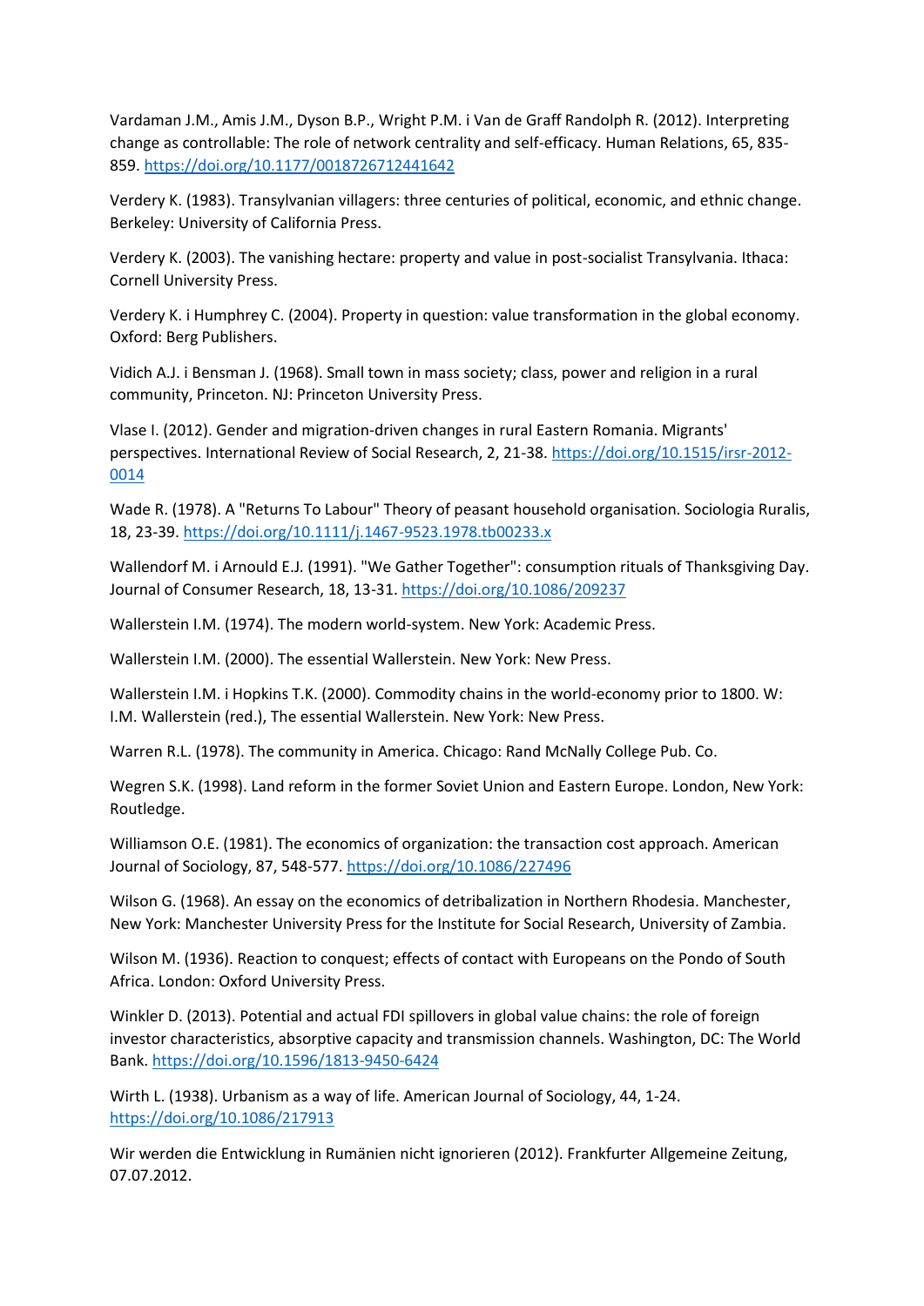Vardaman J.M., Amis J.M., Dyson B.P., Wright P.M. i Van de Graff Randolph R. (2012). Interpreting change as controllable: The role of network centrality and self-efficacy. Human Relations, 65, 835-859. https://doi.org/10.1177/0018726712441642

Verdery K. (1983). Transylvanian villagers: three centuries of political, economic, and ethnic change. Berkeley: University of California Press.

Verdery K. (2003). The vanishing hectare: property and value in post-socialist Transylvania. Ithaca: Cornell University Press.

Verdery K. i Humphrey C. (2004). Property in question: value transformation in the global economy. Oxford: Berg Publishers.

Vidich A.J. i Bensman J. (1968). Small town in mass society; class, power and religion in a rural community, Princeton. NJ: Princeton University Press.

Vlase I. (2012). Gender and migration-driven changes in rural Eastern Romania. Migrants' perspectives. International Review of Social Research, 2, 21-38. https://doi.org/10.1515/irsr-2012-0014

Wade R. (1978). A "Returns To Labour" Theory of peasant household organisation. Sociologia Ruralis, 18, 23-39. https://doi.org/10.1111/j.1467-9523.1978.tb00233.x

Wallendorf M. i Arnould E.J. (1991). "We Gather Together": consumption rituals of Thanksgiving Day. Journal of Consumer Research, 18, 13-31. https://doi.org/10.1086/209237

Wallerstein I.M. (1974). The modern world-system. New York: Academic Press.

Wallerstein I.M. (2000). The essential Wallerstein. New York: New Press.

Wallerstein I.M. i Hopkins T.K. (2000). Commodity chains in the world-economy prior to 1800. W: I.M. Wallerstein (red.), The essential Wallerstein. New York: New Press.

Warren R.L. (1978). The community in America. Chicago: Rand McNally College Pub. Co.

Wegren S.K. (1998). Land reform in the former Soviet Union and Eastern Europe. London, New York: Routledge.

Williamson O.E. (1981). The economics of organization: the transaction cost approach. American Journal of Sociology, 87, 548-577. https://doi.org/10.1086/227496

Wilson G. (1968). An essay on the economics of detribalization in Northern Rhodesia. Manchester, New York: Manchester University Press for the Institute for Social Research, University of Zambia.

Wilson M. (1936). Reaction to conquest; effects of contact with Europeans on the Pondo of South Africa. London: Oxford University Press.

Winkler D. (2013). Potential and actual FDI spillovers in global value chains: the role of foreign investor characteristics, absorptive capacity and transmission channels. Washington, DC: The World Bank. https://doi.org/10.1596/1813-9450-6424

Wirth L. (1938). Urbanism as a way of life. American Journal of Sociology, 44, 1-24. https://doi.org/10.1086/217913

Wir werden die Entwicklung in Rumänien nicht ignorieren (2012). Frankfurter Allgemeine Zeitung, 07.07.2012.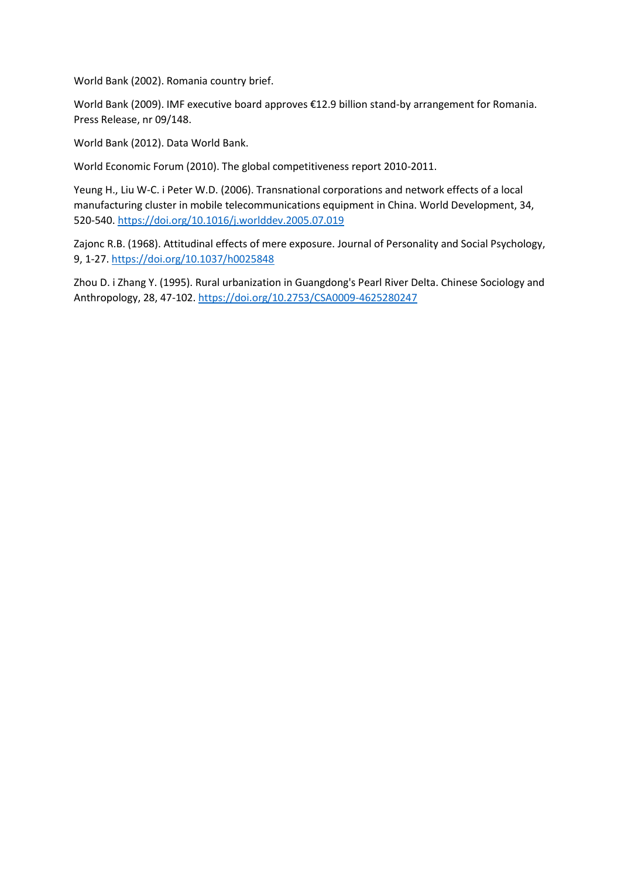World Bank (2002). Romania country brief.

World Bank (2009). IMF executive board approves €12.9 billion stand-by arrangement for Romania. Press Release, nr 09/148.

World Bank (2012). Data World Bank.

World Economic Forum (2010). The global competitiveness report 2010-2011.

Yeung H., Liu W-C. i Peter W.D. (2006). Transnational corporations and network effects of a local manufacturing cluster in mobile telecommunications equipment in China. World Development, 34, 520-540. https://doi.org/10.1016/j.worlddev.2005.07.019

Zajonc R.B. (1968). Attitudinal effects of mere exposure. Journal of Personality and Social Psychology, 9, 1-27. https://doi.org/10.1037/h0025848

Zhou D. i Zhang Y. (1995). Rural urbanization in Guangdong's Pearl River Delta. Chinese Sociology and Anthropology, 28, 47-102. https://doi.org/10.2753/CSA0009-4625280247